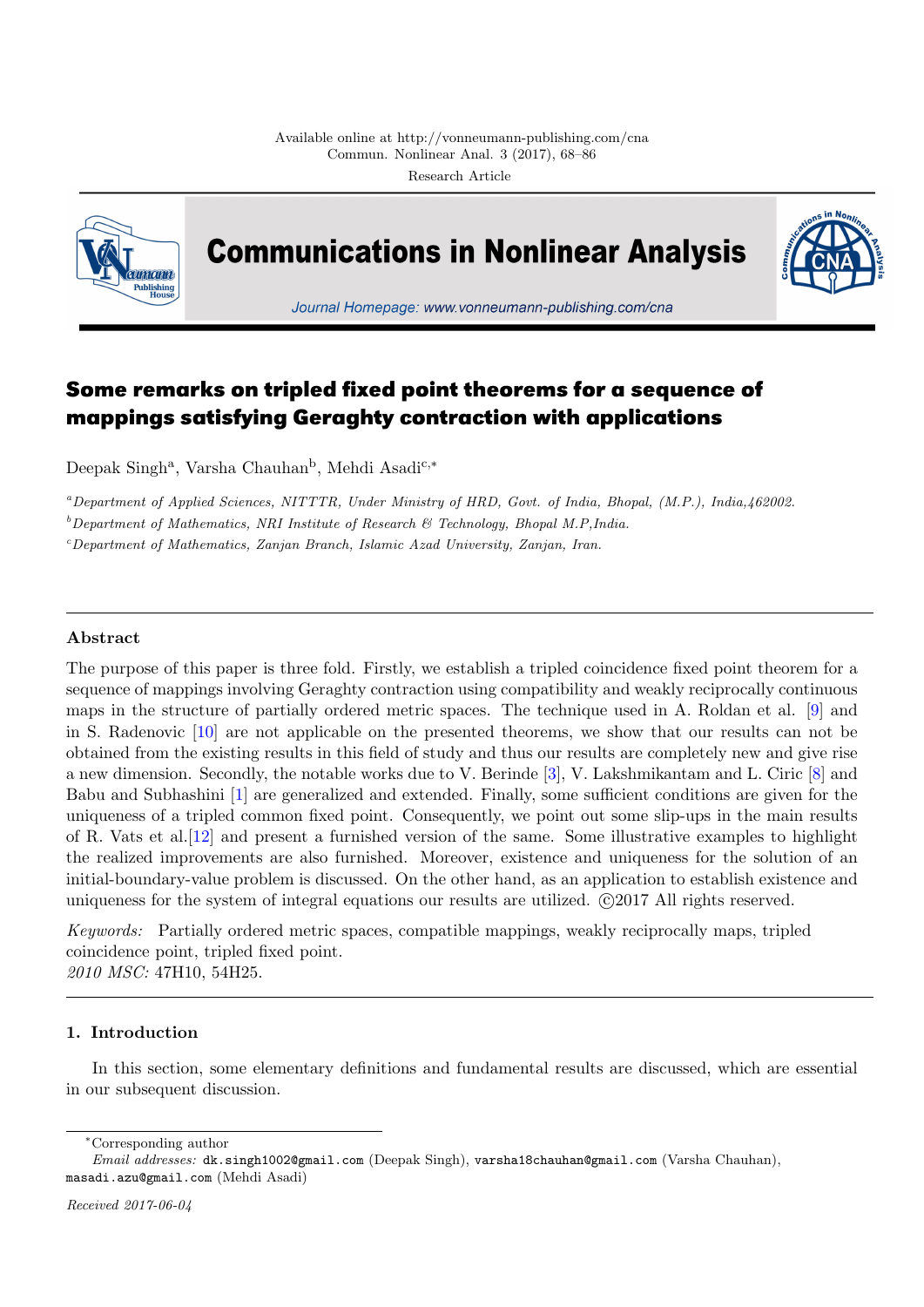Available online at http://vonneumann-publishing.com/cna
Commun. Nonlinear Anal. 3 (2017), 68–86

Research Article

# Some remarks on tripled fixed point theorems for a sequence of mappings satisfying Geraghty contraction with applications

Deepak Singh[a], Varsha Chauhan[b], Mehdi Asadi[c,*]

[a]*Department of Applied Sciences, NITTTR, Under Ministry of HRD, Govt. of India, Bhopal, (M.P.), India,462002.*

[b]*Department of Mathematics, NRI Institute of Research & Technology, Bhopal M.P,India.*

[c]*Department of Mathematics, Zanjan Branch, Islamic Azad University, Zanjan, Iran.*

## Abstract

The purpose of this paper is three fold. Firstly, we establish a tripled coincidence fixed point theorem for a sequence of mappings involving Geraghty contraction using compatibility and weakly reciprocally continuous maps in the structure of partially ordered metric spaces. The technique used in A. Roldan et al. [9] and in S. Radenovic [10] are not applicable on the presented theorems, we show that our results can not be obtained from the existing results in this field of study and thus our results are completely new and give rise a new dimension. Secondly, the notable works due to V. Berinde [3], V. Lakshmikantam and L. Ciric [8] and Babu and Subhashini [1] are generalized and extended. Finally, some sufficient conditions are given for the uniqueness of a tripled common fixed point. Consequently, we point out some slip-ups in the main results of R. Vats et al.[12] and present a furnished version of the same. Some illustrative examples to highlight the realized improvements are also furnished. Moreover, existence and uniqueness for the solution of an initial-boundary-value problem is discussed. On the other hand, as an application to establish existence and uniqueness for the system of integral equations our results are utilized. ©2017 All rights reserved.

*Keywords:* Partially ordered metric spaces, compatible mappings, weakly reciprocally maps, tripled coincidence point, tripled fixed point.

*2010 MSC:* 47H10, 54H25.

## 1. Introduction

In this section, some elementary definitions and fundamental results are discussed, which are essential in our subsequent discussion.

---

*Corresponding author

*Email addresses:* dk.singh1002@gmail.com (Deepak Singh), varsha18chauhan@gmail.com (Varsha Chauhan), masadi.azu@gmail.com (Mehdi Asadi)

*Received 2017-06-04*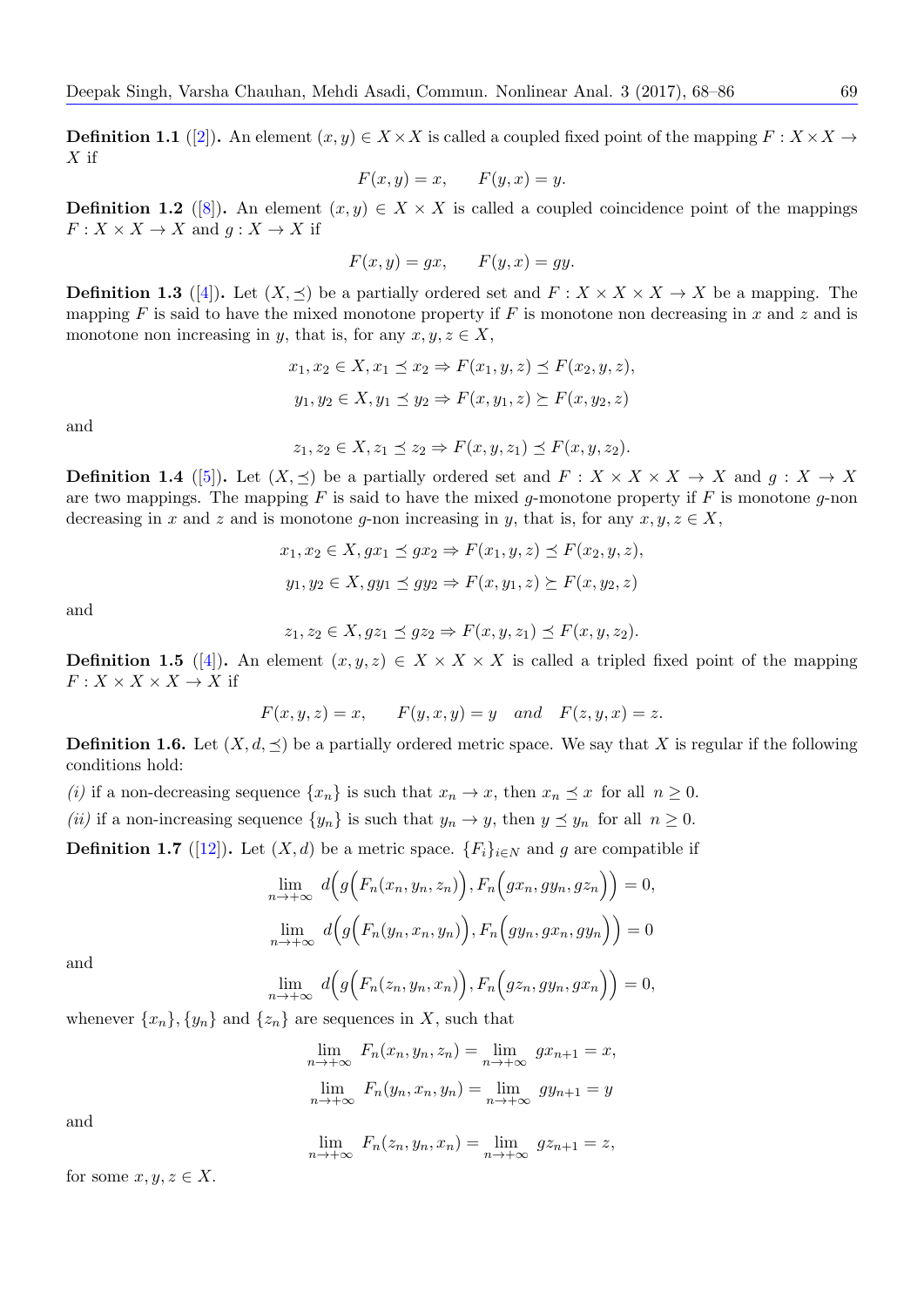**Definition 1.1** ([2]). An element $(x, y) \in X \times X$ is called a coupled fixed point of the mapping $F : X \times X \to X$ if

$$F(x, y) = x, \qquad F(y, x) = y.$$

**Definition 1.2** ([8]). An element $(x, y) \in X \times X$ is called a coupled coincidence point of the mappings $F : X \times X \to X$ and $g : X \to X$ if

$$F(x, y) = gx, \qquad F(y, x) = gy.$$

**Definition 1.3** ([4]). Let $(X, \preceq)$ be a partially ordered set and $F : X \times X \times X \to X$ be a mapping. The mapping $F$ is said to have the mixed monotone property if $F$ is monotone non decreasing in $x$ and $z$ and is monotone non increasing in $y$, that is, for any $x, y, z \in X$,

$$x_1, x_2 \in X, x_1 \preceq x_2 \Rightarrow F(x_1, y, z) \preceq F(x_2, y, z),$$

$$y_1, y_2 \in X, y_1 \preceq y_2 \Rightarrow F(x, y_1, z) \succeq F(x, y_2, z)$$

and

$$z_1, z_2 \in X, z_1 \preceq z_2 \Rightarrow F(x, y, z_1) \preceq F(x, y, z_2).$$

**Definition 1.4** ([5]). Let $(X, \preceq)$ be a partially ordered set and $F : X \times X \times X \to X$ and $g : X \to X$ are two mappings. The mapping $F$ is said to have the mixed $g$-monotone property if $F$ is monotone $g$-non decreasing in $x$ and $z$ and is monotone $g$-non increasing in $y$, that is, for any $x, y, z \in X$,

$$x_1, x_2 \in X, gx_1 \preceq gx_2 \Rightarrow F(x_1, y, z) \preceq F(x_2, y, z),$$

$$y_1, y_2 \in X, gy_1 \preceq gy_2 \Rightarrow F(x, y_1, z) \succeq F(x, y_2, z)$$

and

$$z_1, z_2 \in X, gz_1 \preceq gz_2 \Rightarrow F(x, y, z_1) \preceq F(x, y, z_2).$$

**Definition 1.5** ([4]). An element $(x, y, z) \in X \times X \times X$ is called a tripled fixed point of the mapping $F : X \times X \times X \to X$ if

$$F(x, y, z) = x, \qquad F(y, x, y) = y \quad \textit{and} \quad F(z, y, x) = z.$$

**Definition 1.6.** Let $(X, d, \preceq)$ be a partially ordered metric space. We say that $X$ is regular if the following conditions hold:

*(i)* if a non-decreasing sequence $\{x_n\}$ is such that $x_n \to x$, then $x_n \preceq x$ for all $n \geq 0$.

*(ii)* if a non-increasing sequence $\{y_n\}$ is such that $y_n \to y$, then $y \preceq y_n$ for all $n \geq 0$.

**Definition 1.7** ([12]). Let $(X, d)$ be a metric space. $\{F_i\}_{i \in N}$ and $g$ are compatible if

$$\lim_{n \to +\infty} d\Big(g\Big(F_n(x_n, y_n, z_n)\Big), F_n\Big(gx_n, gy_n, gz_n\Big)\Big) = 0,$$

$$\lim_{n \to +\infty} d\Big(g\Big(F_n(y_n, x_n, y_n)\Big), F_n\Big(gy_n, gx_n, gy_n\Big)\Big) = 0$$

and

$$\lim_{n \to +\infty} d\Big(g\Big(F_n(z_n, y_n, x_n)\Big), F_n\Big(gz_n, gy_n, gx_n\Big)\Big) = 0,$$

whenever $\{x_n\}, \{y_n\}$ and $\{z_n\}$ are sequences in $X$, such that

$$\lim_{n \to +\infty} F_n(x_n, y_n, z_n) = \lim_{n \to +\infty} gx_{n+1} = x,$$

$$\lim_{n \to +\infty} F_n(y_n, x_n, y_n) = \lim_{n \to +\infty} gy_{n+1} = y$$

and

$$\lim_{n \to +\infty} F_n(z_n, y_n, x_n) = \lim_{n \to +\infty} gz_{n+1} = z,$$

for some $x, y, z \in X$.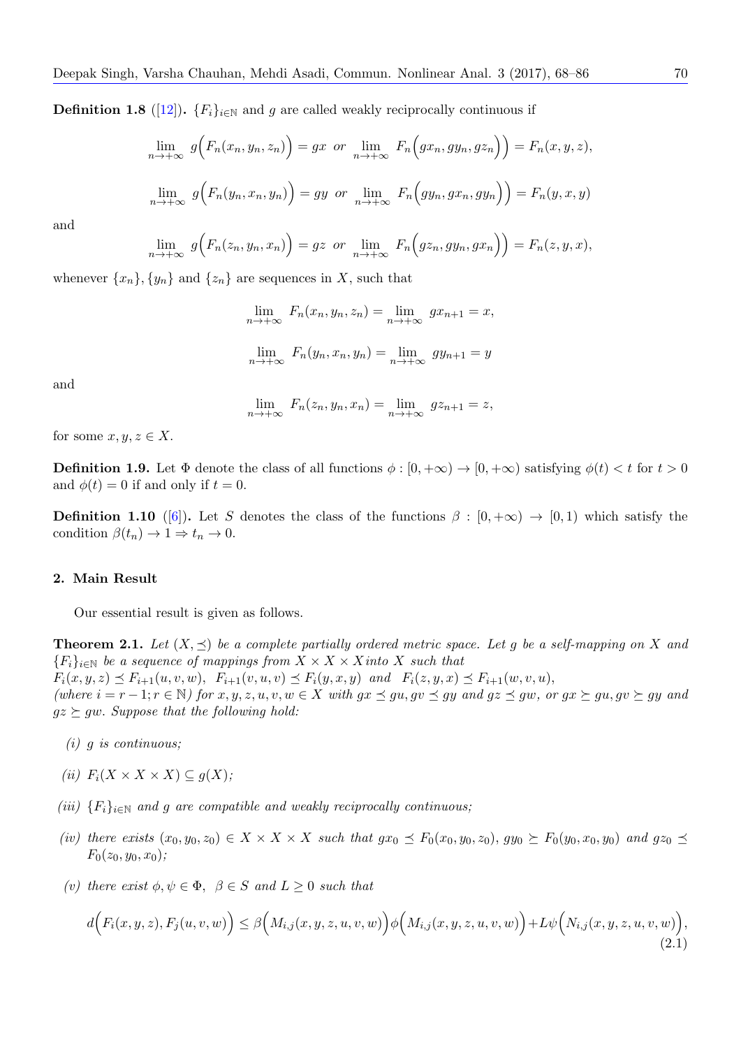**Definition 1.8** ([12]). $\{F_i\}_{i\in\mathbb{N}}$ and $g$ are called weakly reciprocally continuous if

$$\lim_{n\to+\infty} g\Big(F_n(x_n, y_n, z_n)\Big) = gx \ \ or \ \lim_{n\to+\infty} F_n\Big(gx_n, gy_n, gz_n\Big)\Big) = F_n(x, y, z),$$

$$\lim_{n\to+\infty} g\Big(F_n(y_n, x_n, y_n)\Big) = gy \ \ or \ \lim_{n\to+\infty} F_n\Big(gy_n, gx_n, gy_n\Big)\Big) = F_n(y, x, y)$$

and

$$\lim_{n\to+\infty} g\Big(F_n(z_n, y_n, x_n)\Big) = gz \ \ or \ \lim_{n\to+\infty} F_n\Big(gz_n, gy_n, gx_n\Big)\Big) = F_n(z, y, x),$$

whenever $\{x_n\}, \{y_n\}$ and $\{z_n\}$ are sequences in $X$, such that

$$\lim_{n\to+\infty} F_n(x_n, y_n, z_n) = \lim_{n\to+\infty} gx_{n+1} = x,$$

$$\lim_{n\to+\infty} F_n(y_n, x_n, y_n) = \lim_{n\to+\infty} gy_{n+1} = y$$

and

$$\lim_{n\to+\infty} F_n(z_n, y_n, x_n) = \lim_{n\to+\infty} gz_{n+1} = z,$$

for some $x, y, z \in X$.

**Definition 1.9.** Let $\Phi$ denote the class of all functions $\phi : [0, +\infty) \to [0, +\infty)$ satisfying $\phi(t) < t$ for $t > 0$ and $\phi(t) = 0$ if and only if $t = 0$.

**Definition 1.10** ([6]). Let $S$ denotes the class of the functions $\beta : [0, +\infty) \to [0, 1)$ which satisfy the condition $\beta(t_n) \to 1 \Rightarrow t_n \to 0$.

## 2. Main Result

Our essential result is given as follows.

**Theorem 2.1.** *Let $(X, \preceq)$ be a complete partially ordered metric space. Let $g$ be a self-mapping on $X$ and $\{F_i\}_{i\in\mathbb{N}}$ be a sequence of mappings from $X \times X \times X$ into $X$ such that*
$F_i(x, y, z) \preceq F_{i+1}(u, v, w)$, $\ F_{i+1}(v, u, v) \preceq F_i(y, x, y)$ *and* $\ F_i(z, y, x) \preceq F_{i+1}(w, v, u)$,
*(where $i = r - 1; r \in \mathbb{N}$) for $x, y, z, u, v, w \in X$ with $gx \preceq gu, gv \preceq gy$ and $gz \preceq gw$, or $gx \succeq gu, gv \succeq gy$ and $gz \succeq gw$. Suppose that the following hold:*

- *(i) $g$ is continuous;*
- *(ii) $F_i(X \times X \times X) \subseteq g(X)$;*
- *(iii) $\{F_i\}_{i\in\mathbb{N}}$ and $g$ are compatible and weakly reciprocally continuous;*
- *(iv) there exists $(x_0, y_0, z_0) \in X \times X \times X$ such that $gx_0 \preceq F_0(x_0, y_0, z_0)$, $gy_0 \succeq F_0(y_0, x_0, y_0)$ and $gz_0 \preceq F_0(z_0, y_0, x_0)$;*
- *(v) there exist $\phi, \psi \in \Phi$, $\beta \in S$ and $L \geq 0$ such that*

$$d\Big(F_i(x, y, z), F_j(u, v, w)\Big) \leq \beta\Big(M_{i,j}(x, y, z, u, v, w)\Big)\phi\Big(M_{i,j}(x, y, z, u, v, w)\Big) + L\psi\Big(N_{i,j}(x, y, z, u, v, w)\Big), \tag{2.1}$$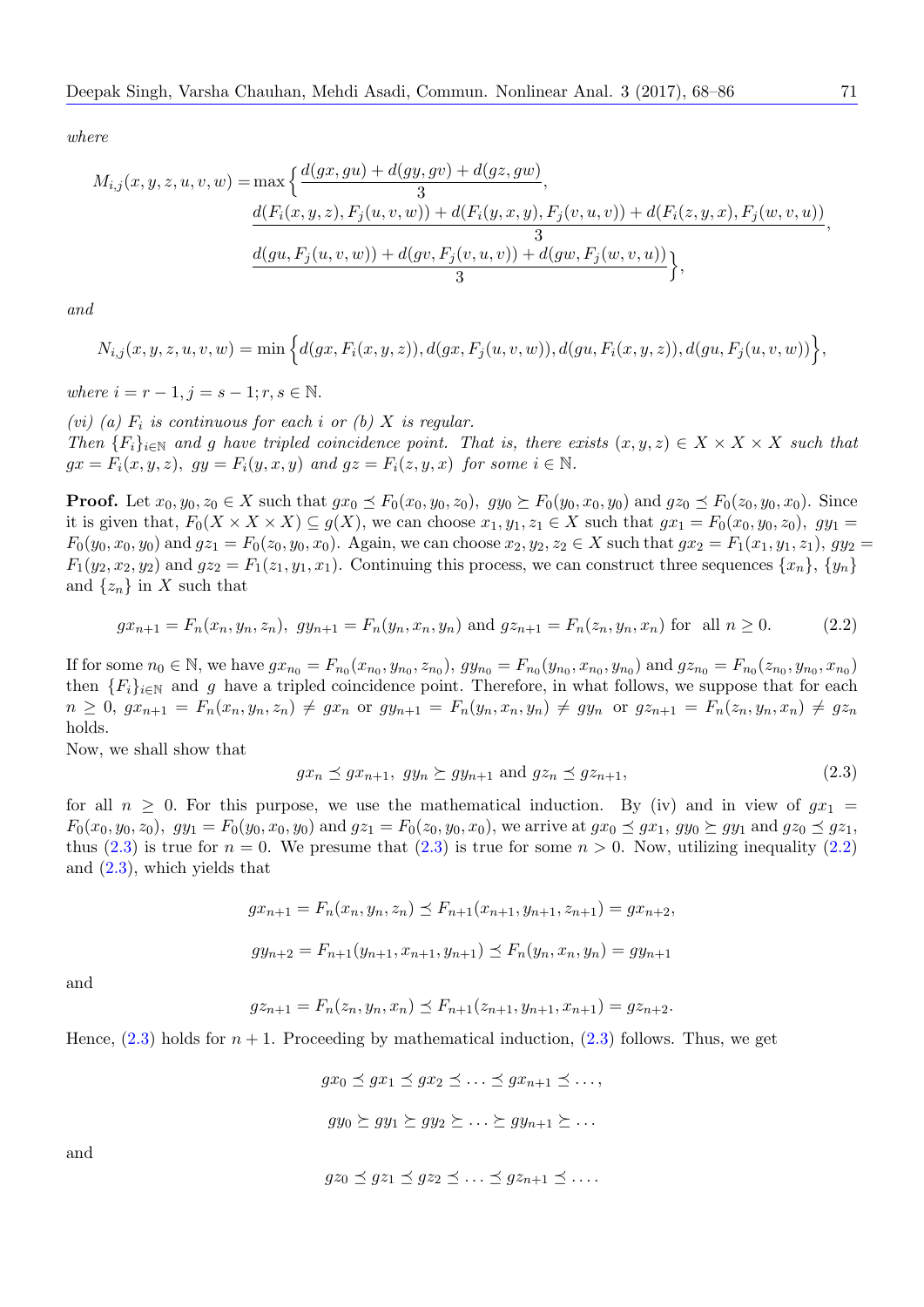*where*

$$
\begin{aligned}
M_{i,j}(x,y,z,u,v,w) = \max\Big\{ &\frac{d(gx,gu)+d(gy,gv)+d(gz,gw)}{3},\\
&\frac{d(F_i(x,y,z),F_j(u,v,w))+d(F_i(y,x,y),F_j(v,u,v))+d(F_i(z,y,x),F_j(w,v,u))}{3},\\
&\frac{d(gu,F_j(u,v,w))+d(gv,F_j(v,u,v))+d(gw,F_j(w,v,u))}{3}\Big\},
\end{aligned}
$$

*and*

$$
N_{i,j}(x,y,z,u,v,w) = \min\Big\{ d(gx,F_i(x,y,z)), d(gx,F_j(u,v,w)), d(gu,F_i(x,y,z)), d(gu,F_j(u,v,w))\Big\},
$$

*where* $i = r-1, j = s-1; r, s \in \mathbb{N}$.

*(vi) (a)* $F_i$ *is continuous for each* $i$ *or (b)* $X$ *is regular.*

*Then* $\{F_i\}_{i\in\mathbb{N}}$ *and* $g$ *have tripled coincidence point. That is, there exists* $(x,y,z) \in X\times X\times X$ *such that* $gx = F_i(x,y,z)$, $gy = F_i(y,x,y)$ *and* $gz = F_i(z,y,x)$ *for some* $i \in \mathbb{N}$.

**Proof.** Let $x_0, y_0, z_0 \in X$ such that $gx_0 \preceq F_0(x_0,y_0,z_0)$, $gy_0 \succeq F_0(y_0,x_0,y_0)$ and $gz_0 \preceq F_0(z_0,y_0,x_0)$. Since it is given that, $F_0(X\times X\times X) \subseteq g(X)$, we can choose $x_1, y_1, z_1 \in X$ such that $gx_1 = F_0(x_0,y_0,z_0)$, $gy_1 = F_0(y_0,x_0,y_0)$ and $gz_1 = F_0(z_0,y_0,x_0)$. Again, we can choose $x_2, y_2, z_2 \in X$ such that $gx_2 = F_1(x_1,y_1,z_1)$, $gy_2 = F_1(y_2,x_2,y_2)$ and $gz_2 = F_1(z_1,y_1,x_1)$. Continuing this process, we can construct three sequences $\{x_n\}$, $\{y_n\}$ and $\{z_n\}$ in $X$ such that

$$
gx_{n+1} = F_n(x_n,y_n,z_n),\ gy_{n+1} = F_n(y_n,x_n,y_n) \text{ and } gz_{n+1} = F_n(z_n,y_n,x_n) \text{ for all } n \geq 0. \tag{2.2}
$$

If for some $n_0 \in \mathbb{N}$, we have $gx_{n_0} = F_{n_0}(x_{n_0},y_{n_0},z_{n_0})$, $gy_{n_0} = F_{n_0}(y_{n_0},x_{n_0},y_{n_0})$ and $gz_{n_0} = F_{n_0}(z_{n_0},y_{n_0},x_{n_0})$ then $\{F_i\}_{i\in\mathbb{N}}$ and $g$ have a tripled coincidence point. Therefore, in what follows, we suppose that for each $n \geq 0$, $gx_{n+1} = F_n(x_n,y_n,z_n) \neq gx_n$ or $gy_{n+1} = F_n(y_n,x_n,y_n) \neq gy_n$ or $gz_{n+1} = F_n(z_n,y_n,x_n) \neq gz_n$ holds.

Now, we shall show that

$$
gx_n \preceq gx_{n+1},\ gy_n \succeq gy_{n+1} \text{ and } gz_n \preceq gz_{n+1}, \tag{2.3}
$$

for all $n \geq 0$. For this purpose, we use the mathematical induction. By (iv) and in view of $gx_1 = F_0(x_0,y_0,z_0)$, $gy_1 = F_0(y_0,x_0,y_0)$ and $gz_1 = F_0(z_0,y_0,x_0)$, we arrive at $gx_0 \preceq gx_1$, $gy_0 \succeq gy_1$ and $gz_0 \preceq gz_1$, thus (2.3) is true for $n = 0$. We presume that (2.3) is true for some $n > 0$. Now, utilizing inequality (2.2) and (2.3), which yields that

$$
gx_{n+1} = F_n(x_n,y_n,z_n) \preceq F_{n+1}(x_{n+1},y_{n+1},z_{n+1}) = gx_{n+2},
$$

$$
gy_{n+2} = F_{n+1}(y_{n+1},x_{n+1},y_{n+1}) \preceq F_n(y_n,x_n,y_n) = gy_{n+1}
$$

and

$$
gz_{n+1} = F_n(z_n,y_n,x_n) \preceq F_{n+1}(z_{n+1},y_{n+1},x_{n+1}) = gz_{n+2}.
$$

Hence, (2.3) holds for $n+1$. Proceeding by mathematical induction, (2.3) follows. Thus, we get

$$
gx_0 \preceq gx_1 \preceq gx_2 \preceq \ldots \preceq gx_{n+1} \preceq \ldots,
$$

$$
gy_0 \succeq gy_1 \succeq gy_2 \succeq \ldots \succeq gy_{n+1} \succeq \ldots
$$

and

$$
gz_0 \preceq gz_1 \preceq gz_2 \preceq \ldots \preceq gz_{n+1} \preceq \ldots.
$$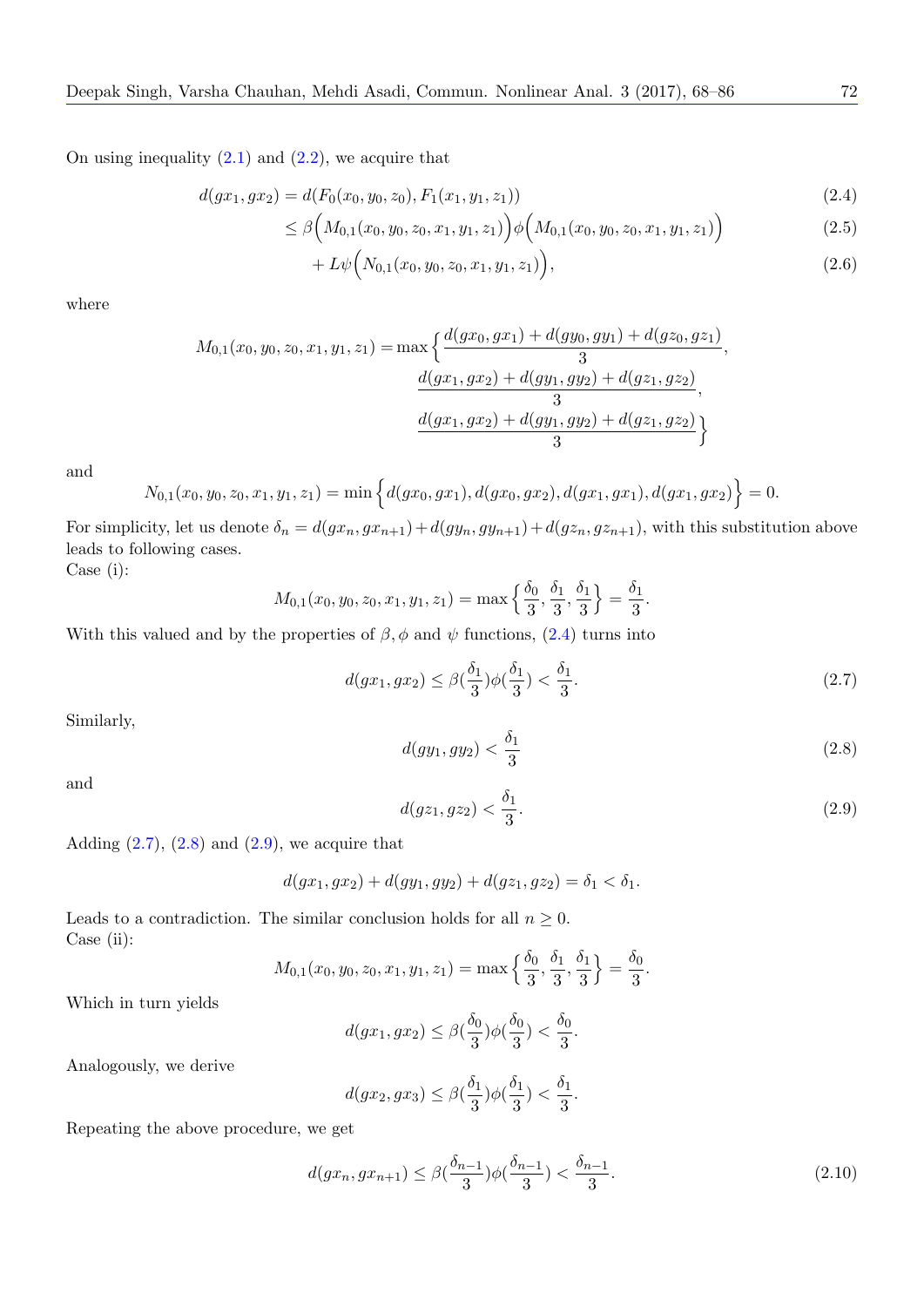On using inequality (2.1) and (2.2), we acquire that

$$
\begin{aligned}
d(gx_1, gx_2) &= d(F_0(x_0, y_0, z_0), F_1(x_1, y_1, z_1)) && (2.4)\\
&\leq \beta\Big(M_{0,1}(x_0, y_0, z_0, x_1, y_1, z_1)\Big)\phi\Big(M_{0,1}(x_0, y_0, z_0, x_1, y_1, z_1)\Big) && (2.5)\\
&\quad + L\psi\Big(N_{0,1}(x_0, y_0, z_0, x_1, y_1, z_1)\Big), && (2.6)
\end{aligned}
$$

where

$$
\begin{aligned}
M_{0,1}(x_0, y_0, z_0, x_1, y_1, z_1) = \max\Big\{ &\frac{d(gx_0, gx_1) + d(gy_0, gy_1) + d(gz_0, gz_1)}{3},\\
&\frac{d(gx_1, gx_2) + d(gy_1, gy_2) + d(gz_1, gz_2)}{3},\\
&\frac{d(gx_1, gx_2) + d(gy_1, gy_2) + d(gz_1, gz_2)}{3}\Big\}
\end{aligned}
$$

and

$$
N_{0,1}(x_0, y_0, z_0, x_1, y_1, z_1) = \min\Big\{d(gx_0, gx_1), d(gx_0, gx_2), d(gx_1, gx_1), d(gx_1, gx_2)\Big\} = 0.
$$

For simplicity, let us denote $\delta_n = d(gx_n, gx_{n+1}) + d(gy_n, gy_{n+1}) + d(gz_n, gz_{n+1})$, with this substitution above leads to following cases.

Case (i):

$$
M_{0,1}(x_0, y_0, z_0, x_1, y_1, z_1) = \max\Big\{\frac{\delta_0}{3}, \frac{\delta_1}{3}, \frac{\delta_1}{3}\Big\} = \frac{\delta_1}{3}.
$$

With this valued and by the properties of $\beta, \phi$ and $\psi$ functions, (2.4) turns into

$$
d(gx_1, gx_2) \leq \beta(\frac{\delta_1}{3})\phi(\frac{\delta_1}{3}) < \frac{\delta_1}{3}. \tag{2.7}
$$

Similarly,

$$
d(gy_1, gy_2) < \frac{\delta_1}{3} \tag{2.8}
$$

and

$$
d(gz_1, gz_2) < \frac{\delta_1}{3}. \tag{2.9}
$$

Adding (2.7), (2.8) and (2.9), we acquire that

$$
d(gx_1, gx_2) + d(gy_1, gy_2) + d(gz_1, gz_2) = \delta_1 < \delta_1.
$$

Leads to a contradiction. The similar conclusion holds for all $n \geq 0$.

Case (ii):

$$
M_{0,1}(x_0, y_0, z_0, x_1, y_1, z_1) = \max\Big\{\frac{\delta_0}{3}, \frac{\delta_1}{3}, \frac{\delta_1}{3}\Big\} = \frac{\delta_0}{3}.
$$

Which in turn yields

$$
d(gx_1, gx_2) \leq \beta(\frac{\delta_0}{3})\phi(\frac{\delta_0}{3}) < \frac{\delta_0}{3}.
$$

Analogously, we derive

$$
d(gx_2, gx_3) \leq \beta(\frac{\delta_1}{3})\phi(\frac{\delta_1}{3}) < \frac{\delta_1}{3}.
$$

Repeating the above procedure, we get

$$
d(gx_n, gx_{n+1}) \leq \beta(\frac{\delta_{n-1}}{3})\phi(\frac{\delta_{n-1}}{3}) < \frac{\delta_{n-1}}{3}. \tag{2.10}
$$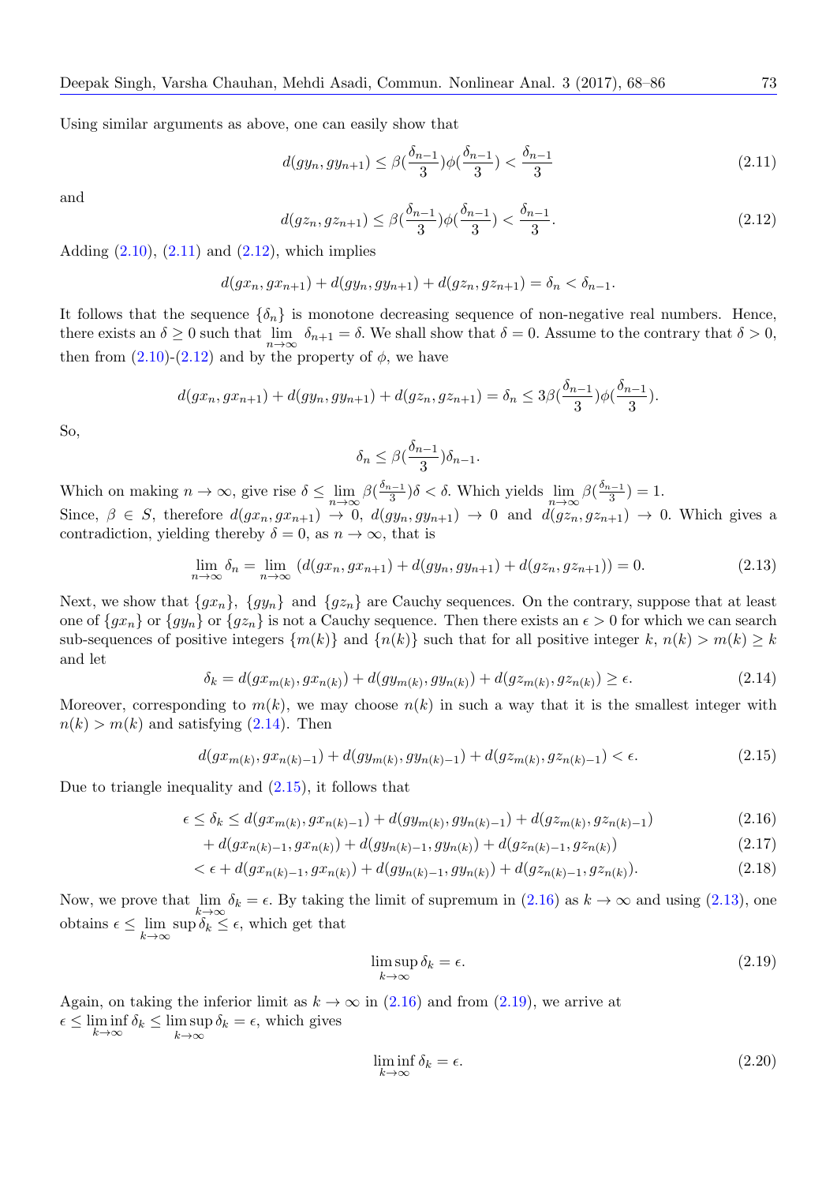Using similar arguments as above, one can easily show that

$$d(gy_n, gy_{n+1}) \leq \beta(\frac{\delta_{n-1}}{3})\phi(\frac{\delta_{n-1}}{3}) < \frac{\delta_{n-1}}{3} \tag{2.11}$$

and

$$d(gz_n, gz_{n+1}) \leq \beta(\frac{\delta_{n-1}}{3})\phi(\frac{\delta_{n-1}}{3}) < \frac{\delta_{n-1}}{3}. \tag{2.12}$$

Adding (2.10), (2.11) and (2.12), which implies

$$d(gx_n, gx_{n+1}) + d(gy_n, gy_{n+1}) + d(gz_n, gz_{n+1}) = \delta_n < \delta_{n-1}.$$

It follows that the sequence $\{\delta_n\}$ is monotone decreasing sequence of non-negative real numbers. Hence, there exists an $\delta \geq 0$ such that $\lim_{n\to\infty} \delta_{n+1} = \delta$. We shall show that $\delta = 0$. Assume to the contrary that $\delta > 0$, then from (2.10)-(2.12) and by the property of $\phi$, we have

$$d(gx_n, gx_{n+1}) + d(gy_n, gy_{n+1}) + d(gz_n, gz_{n+1}) = \delta_n \leq 3\beta(\frac{\delta_{n-1}}{3})\phi(\frac{\delta_{n-1}}{3}).$$

So,

$$\delta_n \leq \beta(\frac{\delta_{n-1}}{3})\delta_{n-1}.$$

Which on making $n \to \infty$, give rise $\delta \leq \lim_{n\to\infty} \beta(\frac{\delta_{n-1}}{3})\delta < \delta$. Which yields $\lim_{n\to\infty} \beta(\frac{\delta_{n-1}}{3}) = 1$.
Since, $\beta \in S$, therefore $d(gx_n, gx_{n+1}) \to 0$, $d(gy_n, gy_{n+1}) \to 0$ and $d(gz_n, gz_{n+1}) \to 0$. Which gives a contradiction, yielding thereby $\delta = 0$, as $n \to \infty$, that is

$$\lim_{n\to\infty} \delta_n = \lim_{n\to\infty} (d(gx_n, gx_{n+1}) + d(gy_n, gy_{n+1}) + d(gz_n, gz_{n+1})) = 0. \tag{2.13}$$

Next, we show that $\{gx_n\}$, $\{gy_n\}$ and $\{gz_n\}$ are Cauchy sequences. On the contrary, suppose that at least one of $\{gx_n\}$ or $\{gy_n\}$ or $\{gz_n\}$ is not a Cauchy sequence. Then there exists an $\epsilon > 0$ for which we can search sub-sequences of positive integers $\{m(k)\}$ and $\{n(k)\}$ such that for all positive integer $k$, $n(k) > m(k) \geq k$ and let

$$\delta_k = d(gx_{m(k)}, gx_{n(k)}) + d(gy_{m(k)}, gy_{n(k)}) + d(gz_{m(k)}, gz_{n(k)}) \geq \epsilon. \tag{2.14}$$

Moreover, corresponding to $m(k)$, we may choose $n(k)$ in such a way that it is the smallest integer with $n(k) > m(k)$ and satisfying (2.14). Then

$$d(gx_{m(k)}, gx_{n(k)-1}) + d(gy_{m(k)}, gy_{n(k)-1}) + d(gz_{m(k)}, gz_{n(k)-1}) < \epsilon. \tag{2.15}$$

Due to triangle inequality and (2.15), it follows that

$$\epsilon \leq \delta_k \leq d(gx_{m(k)}, gx_{n(k)-1}) + d(gy_{m(k)}, gy_{n(k)-1}) + d(gz_{m(k)}, gz_{n(k)-1}) \tag{2.16}$$

$$+ d(gx_{n(k)-1}, gx_{n(k)}) + d(gy_{n(k)-1}, gy_{n(k)}) + d(gz_{n(k)-1}, gz_{n(k)}) \tag{2.17}$$

$$< \epsilon + d(gx_{n(k)-1}, gx_{n(k)}) + d(gy_{n(k)-1}, gy_{n(k)}) + d(gz_{n(k)-1}, gz_{n(k)}). \tag{2.18}$$

Now, we prove that $\lim_{k\to\infty} \delta_k = \epsilon$. By taking the limit of supremum in (2.16) as $k \to \infty$ and using (2.13), one obtains $\epsilon \leq \lim_{k\to\infty} \sup \delta_k \leq \epsilon$, which get that

$$\limsup_{k\to\infty} \delta_k = \epsilon. \tag{2.19}$$

Again, on taking the inferior limit as $k \to \infty$ in (2.16) and from (2.19), we arrive at $\epsilon \leq \liminf_{k\to\infty} \delta_k \leq \limsup_{k\to\infty} \delta_k = \epsilon$, which gives

$$\liminf_{k\to\infty} \delta_k = \epsilon. \tag{2.20}$$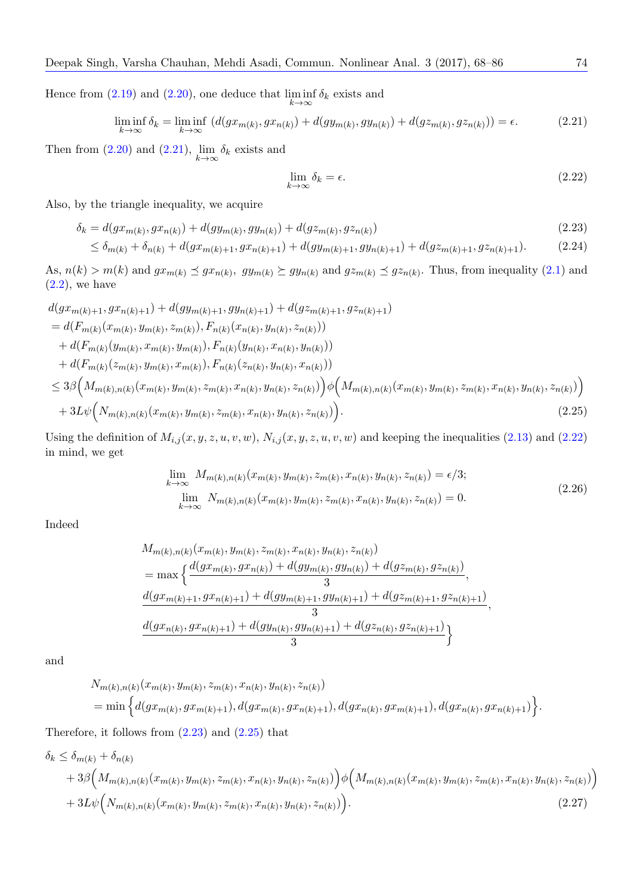Hence from (2.19) and (2.20), one deduce that $\liminf_{k\to\infty} \delta_k$ exists and

$$\liminf_{k\to\infty} \delta_k = \liminf_{k\to\infty} \left(d(gx_{m(k)}, gx_{n(k)}) + d(gy_{m(k)}, gy_{n(k)}) + d(gz_{m(k)}, gz_{n(k)})\right) = \epsilon. \tag{2.21}$$

Then from (2.20) and (2.21), $\lim_{k\to\infty} \delta_k$ exists and

$$\lim_{k\to\infty} \delta_k = \epsilon. \tag{2.22}$$

Also, by the triangle inequality, we acquire

$$\delta_k = d(gx_{m(k)}, gx_{n(k)}) + d(gy_{m(k)}, gy_{n(k)}) + d(gz_{m(k)}, gz_{n(k)}) \tag{2.23}$$

$$\leq \delta_{m(k)} + \delta_{n(k)} + d(gx_{m(k)+1}, gx_{n(k)+1}) + d(gy_{m(k)+1}, gy_{n(k)+1}) + d(gz_{m(k)+1}, gz_{n(k)+1}). \tag{2.24}$$

As, $n(k) > m(k)$ and $gx_{m(k)} \preceq gx_{n(k)},\ gy_{m(k)} \succeq gy_{n(k)}$ and $gz_{m(k)} \preceq gz_{n(k)}$. Thus, from inequality (2.1) and (2.2), we have

$$\begin{aligned}
&d(gx_{m(k)+1}, gx_{n(k)+1}) + d(gy_{m(k)+1}, gy_{n(k)+1}) + d(gz_{m(k)+1}, gz_{n(k)+1}) \\
&= d(F_{m(k)}(x_{m(k)}, y_{m(k)}, z_{m(k)}), F_{n(k)}(x_{n(k)}, y_{n(k)}, z_{n(k)})) \\
&\quad + d(F_{m(k)}(y_{m(k)}, x_{m(k)}, y_{m(k)}), F_{n(k)}(y_{n(k)}, x_{n(k)}, y_{n(k)})) \\
&\quad + d(F_{m(k)}(z_{m(k)}, y_{m(k)}, x_{m(k)}), F_{n(k)}(z_{n(k)}, y_{n(k)}, x_{n(k)})) \\
&\leq 3\beta\Big(M_{m(k),n(k)}(x_{m(k)}, y_{m(k)}, z_{m(k)}, x_{n(k)}, y_{n(k)}, z_{n(k)})\Big)\phi\Big(M_{m(k),n(k)}(x_{m(k)}, y_{m(k)}, z_{m(k)}, x_{n(k)}, y_{n(k)}, z_{n(k)})\Big) \\
&\quad + 3L\psi\Big(N_{m(k),n(k)}(x_{m(k)}, y_{m(k)}, z_{m(k)}, x_{n(k)}, y_{n(k)}, z_{n(k)})\Big).
\end{aligned} \tag{2.25}$$

Using the definition of $M_{i,j}(x, y, z, u, v, w)$, $N_{i,j}(x, y, z, u, v, w)$ and keeping the inequalities (2.13) and (2.22) in mind, we get

$$\begin{aligned}
&\lim_{k\to\infty} M_{m(k),n(k)}(x_{m(k)}, y_{m(k)}, z_{m(k)}, x_{n(k)}, y_{n(k)}, z_{n(k)}) = \epsilon/3; \\
&\lim_{k\to\infty} N_{m(k),n(k)}(x_{m(k)}, y_{m(k)}, z_{m(k)}, x_{n(k)}, y_{n(k)}, z_{n(k)}) = 0.
\end{aligned} \tag{2.26}$$

Indeed

$$\begin{aligned}
&M_{m(k),n(k)}(x_{m(k)}, y_{m(k)}, z_{m(k)}, x_{n(k)}, y_{n(k)}, z_{n(k)}) \\
&= \max\Big\{\frac{d(gx_{m(k)}, gx_{n(k)}) + d(gy_{m(k)}, gy_{n(k)}) + d(gz_{m(k)}, gz_{n(k)})}{3}, \\
&\frac{d(gx_{m(k)+1}, gx_{n(k)+1}) + d(gy_{m(k)+1}, gy_{n(k)+1}) + d(gz_{m(k)+1}, gz_{n(k)+1})}{3}, \\
&\frac{d(gx_{n(k)}, gx_{n(k)+1}) + d(gy_{n(k)}, gy_{n(k)+1}) + d(gz_{n(k)}, gz_{n(k)+1})}{3}\Big\}
\end{aligned}$$

and

$$\begin{aligned}
&N_{m(k),n(k)}(x_{m(k)}, y_{m(k)}, z_{m(k)}, x_{n(k)}, y_{n(k)}, z_{n(k)}) \\
&= \min\Big\{d(gx_{m(k)}, gx_{m(k)+1}), d(gx_{m(k)}, gx_{n(k)+1}), d(gx_{n(k)}, gx_{m(k)+1}), d(gx_{n(k)}, gx_{n(k)+1})\Big\}.
\end{aligned}$$

Therefore, it follows from (2.23) and (2.25) that

$$\begin{aligned}
\delta_k &\leq \delta_{m(k)} + \delta_{n(k)} \\
&\quad + 3\beta\Big(M_{m(k),n(k)}(x_{m(k)}, y_{m(k)}, z_{m(k)}, x_{n(k)}, y_{n(k)}, z_{n(k)})\Big)\phi\Big(M_{m(k),n(k)}(x_{m(k)}, y_{m(k)}, z_{m(k)}, x_{n(k)}, y_{n(k)}, z_{n(k)})\Big) \\
&\quad + 3L\psi\Big(N_{m(k),n(k)}(x_{m(k)}, y_{m(k)}, z_{m(k)}, x_{n(k)}, y_{n(k)}, z_{n(k)})\Big).
\end{aligned} \tag{2.27}$$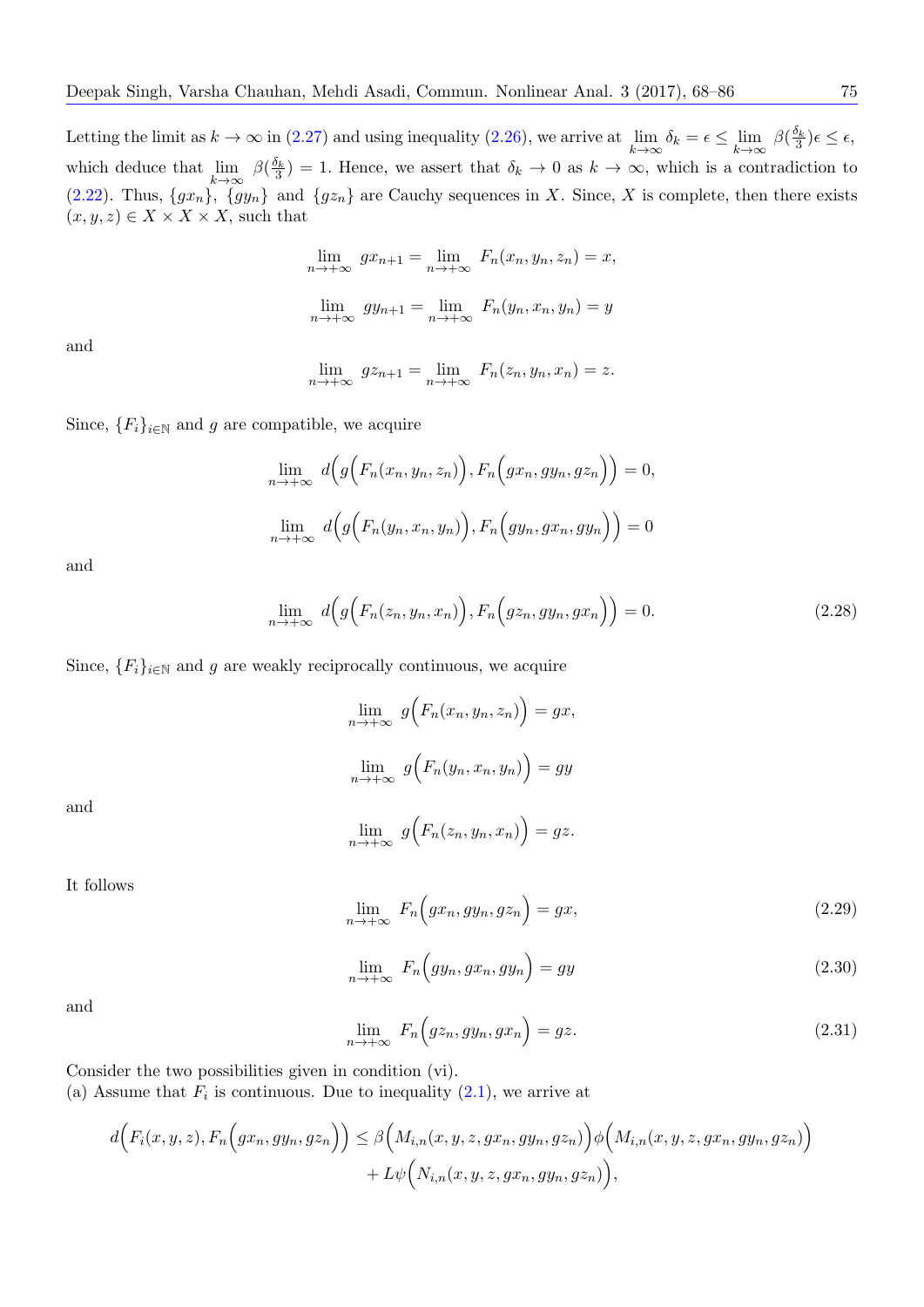Letting the limit as $k \to \infty$ in (2.27) and using inequality (2.26), we arrive at $\lim_{k\to\infty} \delta_k = \epsilon \leq \lim_{k\to\infty} \beta(\frac{\delta_k}{3})\epsilon \leq \epsilon$, which deduce that $\lim_{k\to\infty} \beta(\frac{\delta_k}{3}) = 1$. Hence, we assert that $\delta_k \to 0$ as $k \to \infty$, which is a contradiction to (2.22). Thus, $\{gx_n\}$, $\{gy_n\}$ and $\{gz_n\}$ are Cauchy sequences in $X$. Since, $X$ is complete, then there exists $(x, y, z) \in X \times X \times X$, such that

$$\lim_{n\to+\infty} gx_{n+1} = \lim_{n\to+\infty} F_n(x_n, y_n, z_n) = x,$$

$$\lim_{n\to+\infty} gy_{n+1} = \lim_{n\to+\infty} F_n(y_n, x_n, y_n) = y$$

and

$$\lim_{n\to+\infty} gz_{n+1} = \lim_{n\to+\infty} F_n(z_n, y_n, x_n) = z.$$

Since, $\{F_i\}_{i\in\mathbb{N}}$ and $g$ are compatible, we acquire

$$\lim_{n\to+\infty} d\Big(g\Big(F_n(x_n, y_n, z_n)\Big), F_n\Big(gx_n, gy_n, gz_n\Big)\Big) = 0,$$

$$\lim_{n\to+\infty} d\Big(g\Big(F_n(y_n, x_n, y_n)\Big), F_n\Big(gy_n, gx_n, gy_n\Big)\Big) = 0$$

and

$$\lim_{n\to+\infty} d\Big(g\Big(F_n(z_n, y_n, x_n)\Big), F_n\Big(gz_n, gy_n, gx_n\Big)\Big) = 0. \tag{2.28}$$

Since, $\{F_i\}_{i\in\mathbb{N}}$ and $g$ are weakly reciprocally continuous, we acquire

$$\lim_{n\to+\infty} g\Big(F_n(x_n, y_n, z_n)\Big) = gx,$$

$$\lim_{n\to+\infty} g\Big(F_n(y_n, x_n, y_n)\Big) = gy$$

and

$$\lim_{n\to+\infty} g\Big(F_n(z_n, y_n, x_n)\Big) = gz.$$

It follows

$$\lim_{n\to+\infty} F_n\Big(gx_n, gy_n, gz_n\Big) = gx, \tag{2.29}$$

$$\lim_{n\to+\infty} F_n\Big(gy_n, gx_n, gy_n\Big) = gy \tag{2.30}$$

and

$$\lim_{n\to+\infty} F_n\Big(gz_n, gy_n, gx_n\Big) = gz. \tag{2.31}$$

Consider the two possibilities given in condition (vi).
(a) Assume that $F_i$ is continuous. Due to inequality (2.1), we arrive at

$$d\Big(F_i(x, y, z), F_n\Big(gx_n, gy_n, gz_n\Big)\Big) \leq \beta\Big(M_{i,n}(x, y, z, gx_n, gy_n, gz_n)\Big)\phi\Big(M_{i,n}(x, y, z, gx_n, gy_n, gz_n)\Big)$$
$$+ L\psi\Big(N_{i,n}(x, y, z, gx_n, gy_n, gz_n)\Big),$$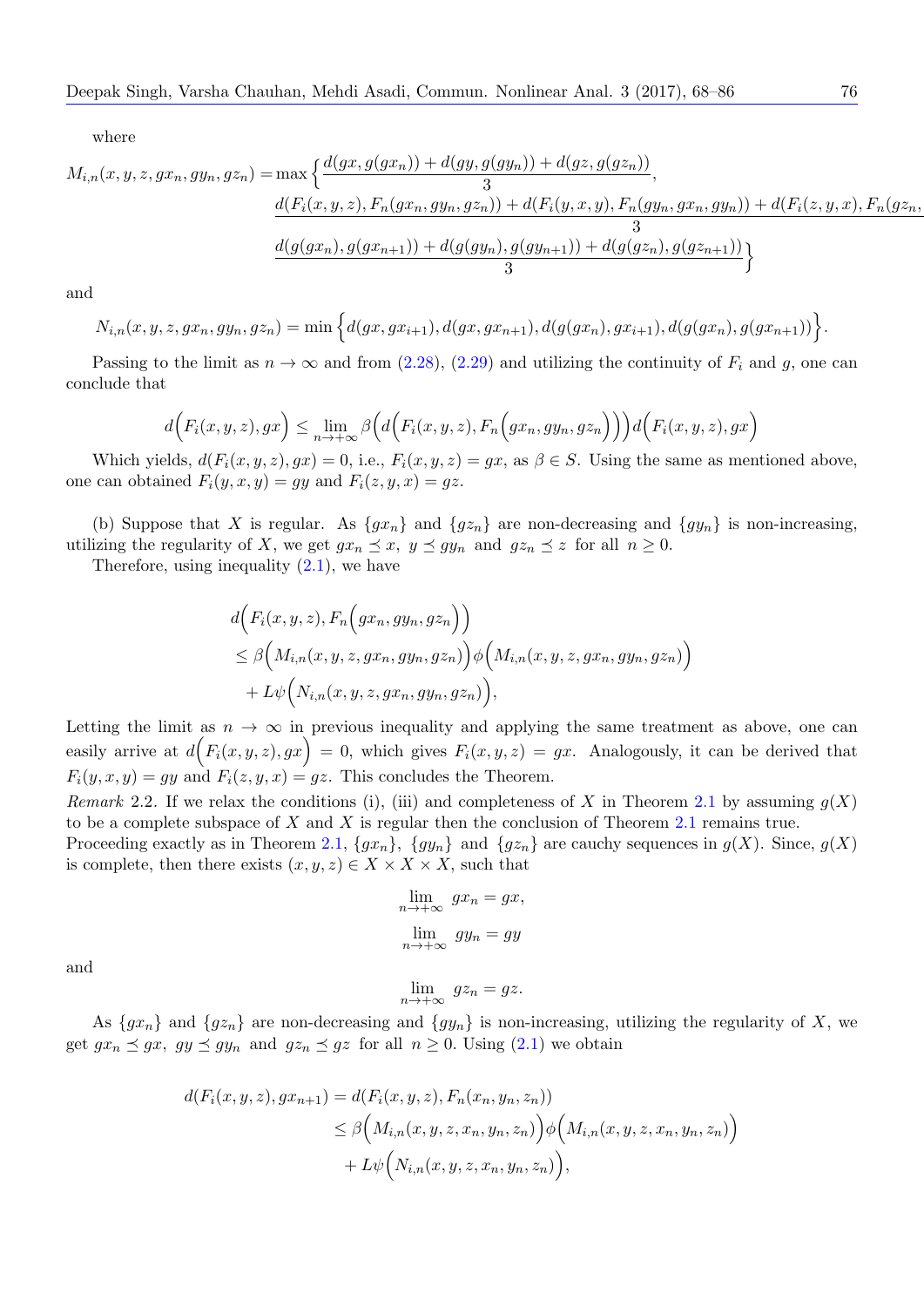where

$$
\begin{aligned}
M_{i,n}(x,y,z,gx_n,gy_n,gz_n) = \max\Big\{ & \frac{d(gx,g(gx_n)) + d(gy,g(gy_n)) + d(gz,g(gz_n))}{3}, \\
& \frac{d(F_i(x,y,z),F_n(gx_n,gy_n,gz_n)) + d(F_i(y,x,y),F_n(gy_n,gx_n,gy_n)) + d(F_i(z,y,x),F_n(gz_n,}{3} \\
& \frac{d(g(gx_n),g(gx_{n+1})) + d(g(gy_n),g(gy_{n+1})) + d(g(gz_n),g(gz_{n+1}))}{3}\Big\}
\end{aligned}
$$

and

$$
N_{i,n}(x,y,z,gx_n,gy_n,gz_n) = \min\Big\{d(gx,gx_{i+1}), d(gx,gx_{n+1}), d(g(gx_n),gx_{i+1}), d(g(gx_n),g(gx_{n+1}))\Big\}.
$$

Passing to the limit as $n \to \infty$ and from (2.28), (2.29) and utilizing the continuity of $F_i$ and $g$, one can conclude that

$$
d\Big(F_i(x,y,z),gx\Big) \leq \lim_{n\to+\infty} \beta\Big(d\Big(F_i(x,y,z),F_n\Big(gx_n,gy_n,gz_n\Big)\Big)\Big) d\Big(F_i(x,y,z),gx\Big)
$$

Which yields, $d(F_i(x,y,z),gx) = 0$, i.e., $F_i(x,y,z) = gx$, as $\beta \in S$. Using the same as mentioned above, one can obtained $F_i(y,x,y) = gy$ and $F_i(z,y,x) = gz$.

(b) Suppose that $X$ is regular. As $\{gx_n\}$ and $\{gz_n\}$ are non-decreasing and $\{gy_n\}$ is non-increasing, utilizing the regularity of $X$, we get $gx_n \preceq x$, $y \preceq gy_n$ and $gz_n \preceq z$ for all $n \geq 0$.

Therefore, using inequality (2.1), we have

$$
\begin{aligned}
& d\Big(F_i(x,y,z),F_n\Big(gx_n,gy_n,gz_n\Big)\Big) \\
& \leq \beta\Big(M_{i,n}(x,y,z,gx_n,gy_n,gz_n)\Big)\phi\Big(M_{i,n}(x,y,z,gx_n,gy_n,gz_n)\Big) \\
& \quad + L\psi\Big(N_{i,n}(x,y,z,gx_n,gy_n,gz_n)\Big),
\end{aligned}
$$

Letting the limit as $n \to \infty$ in previous inequality and applying the same treatment as above, one can easily arrive at $d\Big(F_i(x,y,z),gx\Big) = 0$, which gives $F_i(x,y,z) = gx$. Analogously, it can be derived that $F_i(y,x,y) = gy$ and $F_i(z,y,x) = gz$. This concludes the Theorem.

*Remark* 2.2. If we relax the conditions (i), (iii) and completeness of $X$ in Theorem 2.1 by assuming $g(X)$ to be a complete subspace of $X$ and $X$ is regular then the conclusion of Theorem 2.1 remains true.
Proceeding exactly as in Theorem 2.1, $\{gx_n\}$, $\{gy_n\}$ and $\{gz_n\}$ are cauchy sequences in $g(X)$. Since, $g(X)$ is complete, then there exists $(x,y,z) \in X \times X \times X$, such that

$$
\lim_{n\to+\infty} gx_n = gx,
$$

$$
\lim_{n\to+\infty} gy_n = gy
$$

and

$$
\lim_{n\to+\infty} gz_n = gz.
$$

As $\{gx_n\}$ and $\{gz_n\}$ are non-decreasing and $\{gy_n\}$ is non-increasing, utilizing the regularity of $X$, we get $gx_n \preceq gx$, $gy \preceq gy_n$ and $gz_n \preceq gz$ for all $n \geq 0$. Using (2.1) we obtain

$$
\begin{aligned}
d(F_i(x,y,z),gx_{n+1}) &= d(F_i(x,y,z),F_n(x_n,y_n,z_n)) \\
&\leq \beta\Big(M_{i,n}(x,y,z,x_n,y_n,z_n)\Big)\phi\Big(M_{i,n}(x,y,z,x_n,y_n,z_n)\Big) \\
&\quad + L\psi\Big(N_{i,n}(x,y,z,x_n,y_n,z_n)\Big),
\end{aligned}
$$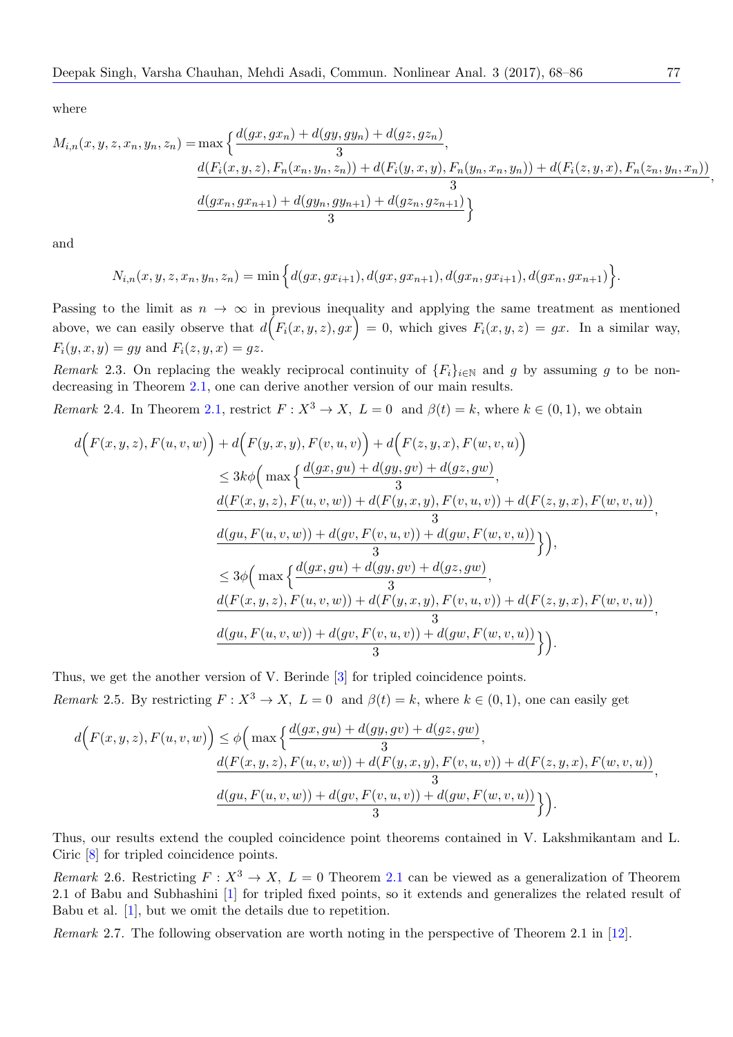where

$$
\begin{aligned}
M_{i,n}(x,y,z,x_n,y_n,z_n) = \max\Big\{ & \frac{d(gx,gx_n)+d(gy,gy_n)+d(gz,gz_n)}{3}, \\
& \frac{d(F_i(x,y,z),F_n(x_n,y_n,z_n))+d(F_i(y,x,y),F_n(y_n,x_n,y_n))+d(F_i(z,y,x),F_n(z_n,y_n,x_n))}{3}, \\
& \frac{d(gx_n,gx_{n+1})+d(gy_n,gy_{n+1})+d(gz_n,gz_{n+1})}{3}\Big\}
\end{aligned}
$$

and

$$
N_{i,n}(x,y,z,x_n,y_n,z_n) = \min\Big\{ d(gx,gx_{i+1}), d(gx,gx_{n+1}), d(gx_n,gx_{i+1}), d(gx_n,gx_{n+1})\Big\}.
$$

Passing to the limit as $n\to\infty$ in previous inequality and applying the same treatment as mentioned above, we can easily observe that $d\Big(F_i(x,y,z),gx\Big)=0$, which gives $F_i(x,y,z)=gx$. In a similar way, $F_i(y,x,y)=gy$ and $F_i(z,y,x)=gz$.

*Remark* 2.3. On replacing the weakly reciprocal continuity of $\{F_i\}_{i\in\mathbb{N}}$ and $g$ by assuming $g$ to be non-decreasing in Theorem 2.1, one can derive another version of our main results.

*Remark* 2.4. In Theorem 2.1, restrict $F : X^3 \to X,\ L = 0$ and $\beta(t) = k$, where $k \in (0,1)$, we obtain

$$
\begin{aligned}
d\Big(F(x,y,z),F(u,v,w)\Big) &+ d\Big(F(y,x,y),F(v,u,v)\Big) + d\Big(F(z,y,x),F(w,v,u)\Big) \\
&\le 3k\phi\Big(\max\Big\{\frac{d(gx,gu)+d(gy,gv)+d(gz,gw)}{3}, \\
&\qquad \frac{d(F(x,y,z),F(u,v,w))+d(F(y,x,y),F(v,u,v))+d(F(z,y,x),F(w,v,u))}{3}, \\
&\qquad \frac{d(gu,F(u,v,w))+d(gv,F(v,u,v))+d(gw,F(w,v,u))}{3}\Big\}\Big), \\
&\le 3\phi\Big(\max\Big\{\frac{d(gx,gu)+d(gy,gv)+d(gz,gw)}{3}, \\
&\qquad \frac{d(F(x,y,z),F(u,v,w))+d(F(y,x,y),F(v,u,v))+d(F(z,y,x),F(w,v,u))}{3}, \\
&\qquad \frac{d(gu,F(u,v,w))+d(gv,F(v,u,v))+d(gw,F(w,v,u))}{3}\Big\}\Big).
\end{aligned}
$$

Thus, we get the another version of V. Berinde [3] for tripled coincidence points.

*Remark* 2.5. By restricting $F : X^3 \to X,\ L = 0$ and $\beta(t) = k$, where $k \in (0,1)$, one can easily get

$$
\begin{aligned}
d\Big(F(x,y,z),F(u,v,w)\Big) &\le \phi\Big(\max\Big\{\frac{d(gx,gu)+d(gy,gv)+d(gz,gw)}{3}, \\
&\qquad \frac{d(F(x,y,z),F(u,v,w))+d(F(y,x,y),F(v,u,v))+d(F(z,y,x),F(w,v,u))}{3}, \\
&\qquad \frac{d(gu,F(u,v,w))+d(gv,F(v,u,v))+d(gw,F(w,v,u))}{3}\Big\}\Big).
\end{aligned}
$$

Thus, our results extend the coupled coincidence point theorems contained in V. Lakshmikantam and L. Ciric [8] for tripled coincidence points.

*Remark* 2.6. Restricting $F : X^3 \to X,\ L = 0$ Theorem 2.1 can be viewed as a generalization of Theorem 2.1 of Babu and Subhashini [1] for tripled fixed points, so it extends and generalizes the related result of Babu et al. [1], but we omit the details due to repetition.

*Remark* 2.7. The following observation are worth noting in the perspective of Theorem 2.1 in [12].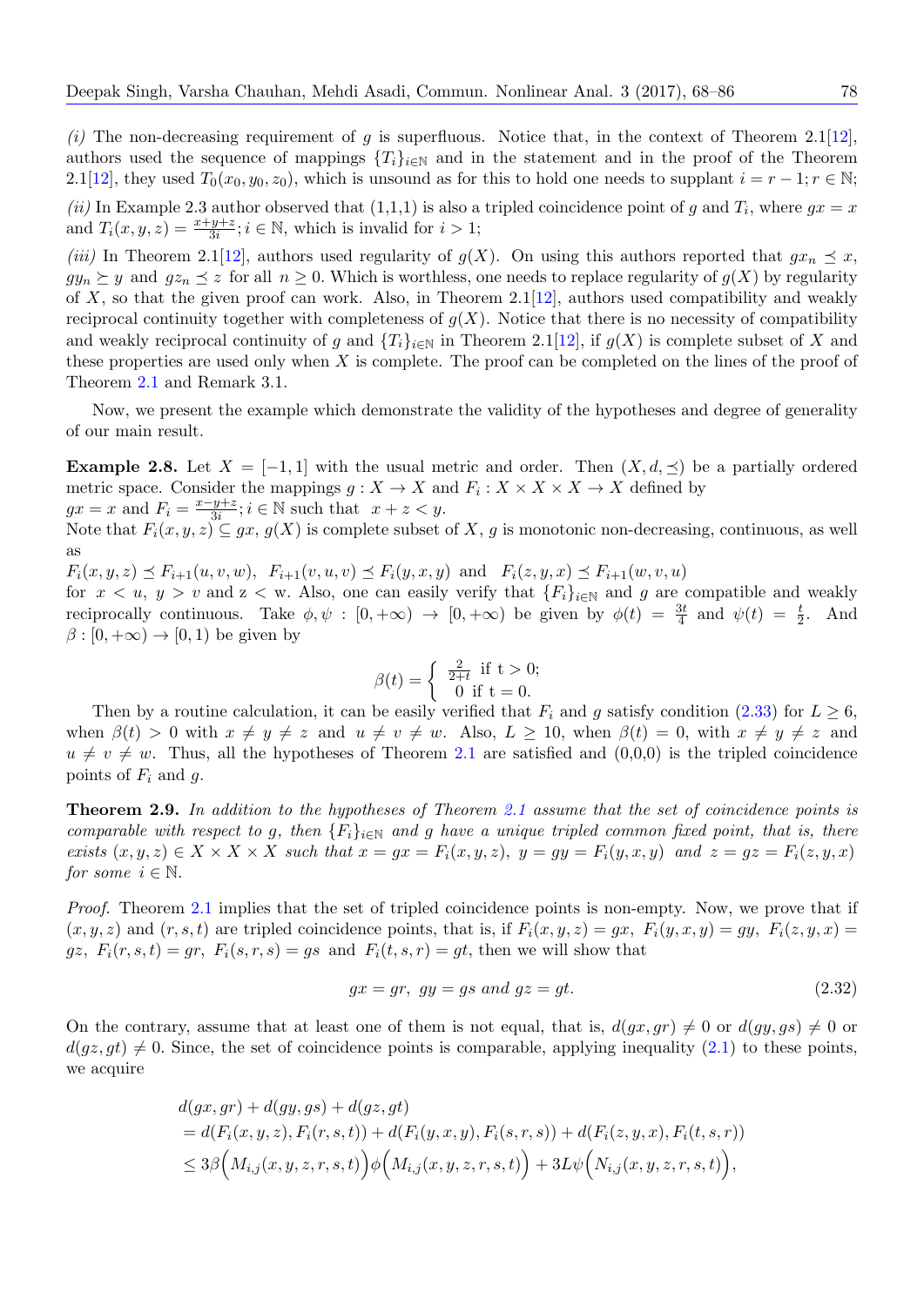*(i)* The non-decreasing requirement of $g$ is superfluous. Notice that, in the context of Theorem 2.1[12], authors used the sequence of mappings $\{T_i\}_{i\in\mathbb{N}}$ and in the statement and in the proof of the Theorem 2.1[12], they used $T_0(x_0, y_0, z_0)$, which is unsound as for this to hold one needs to supplant $i = r-1; r \in \mathbb{N}$;

*(ii)* In Example 2.3 author observed that (1,1,1) is also a tripled coincidence point of $g$ and $T_i$, where $gx = x$ and $T_i(x, y, z) = \frac{x+y+z}{3i}; i \in \mathbb{N}$, which is invalid for $i > 1$;

*(iii)* In Theorem 2.1[12], authors used regularity of $g(X)$. On using this authors reported that $gx_n \preceq x$, $gy_n \succeq y$ and $gz_n \preceq z$ for all $n \geq 0$. Which is worthless, one needs to replace regularity of $g(X)$ by regularity of $X$, so that the given proof can work. Also, in Theorem 2.1[12], authors used compatibility and weakly reciprocal continuity together with completeness of $g(X)$. Notice that there is no necessity of compatibility and weakly reciprocal continuity of $g$ and $\{T_i\}_{i\in\mathbb{N}}$ in Theorem 2.1[12], if $g(X)$ is complete subset of $X$ and these properties are used only when $X$ is complete. The proof can be completed on the lines of the proof of Theorem 2.1 and Remark 3.1.

Now, we present the example which demonstrate the validity of the hypotheses and degree of generality of our main result.

**Example 2.8.** Let $X = [-1, 1]$ with the usual metric and order. Then $(X, d, \preceq)$ be a partially ordered metric space. Consider the mappings $g : X \to X$ and $F_i : X \times X \times X \to X$ defined by $gx = x$ and $F_i = \frac{x-y+z}{3i}; i \in \mathbb{N}$ such that $x + z < y$.
Note that $F_i(x, y, z) \subseteq gx$, $g(X)$ is complete subset of $X$, $g$ is monotonic non-decreasing, continuous, as well as

$F_i(x, y, z) \preceq F_{i+1}(u, v, w)$, $F_{i+1}(v, u, v) \preceq F_i(y, x, y)$ and $F_i(z, y, x) \preceq F_{i+1}(w, v, u)$

for $x < u$, $y > v$ and $z < w$. Also, one can easily verify that $\{F_i\}_{i\in\mathbb{N}}$ and $g$ are compatible and weakly reciprocally continuous. Take $\phi, \psi : [0, +\infty) \to [0, +\infty)$ be given by $\phi(t) = \frac{3t}{4}$ and $\psi(t) = \frac{t}{2}$. And $\beta : [0, +\infty) \to [0, 1)$ be given by

$$\beta(t) = \begin{cases} \frac{2}{2+t} & \text{if } t > 0; \\ 0 & \text{if } t = 0. \end{cases}$$

Then by a routine calculation, it can be easily verified that $F_i$ and $g$ satisfy condition (2.33) for $L \geq 6$, when $\beta(t) > 0$ with $x \neq y \neq z$ and $u \neq v \neq w$. Also, $L \geq 10$, when $\beta(t) = 0$, with $x \neq y \neq z$ and $u \neq v \neq w$. Thus, all the hypotheses of Theorem 2.1 are satisfied and (0,0,0) is the tripled coincidence points of $F_i$ and $g$.

**Theorem 2.9.** *In addition to the hypotheses of Theorem 2.1 assume that the set of coincidence points is comparable with respect to $g$, then $\{F_i\}_{i\in\mathbb{N}}$ and $g$ have a unique tripled common fixed point, that is, there exists $(x, y, z) \in X \times X \times X$ such that $x = gx = F_i(x, y, z)$, $y = gy = F_i(y, x, y)$ and $z = gz = F_i(z, y, x)$ for some $i \in \mathbb{N}$.*

*Proof.* Theorem 2.1 implies that the set of tripled coincidence points is non-empty. Now, we prove that if $(x, y, z)$ and $(r, s, t)$ are tripled coincidence points, that is, if $F_i(x, y, z) = gx$, $F_i(y, x, y) = gy$, $F_i(z, y, x) = gz$, $F_i(r, s, t) = gr$, $F_i(s, r, s) = gs$ and $F_i(t, s, r) = gt$, then we will show that

$$gx = gr,\ gy = gs \text{ and } gz = gt. \tag{2.32}$$

On the contrary, assume that at least one of them is not equal, that is, $d(gx, gr) \neq 0$ or $d(gy, gs) \neq 0$ or $d(gz, gt) \neq 0$. Since, the set of coincidence points is comparable, applying inequality (2.1) to these points, we acquire

$$\begin{aligned}
&d(gx, gr) + d(gy, gs) + d(gz, gt) \\
&= d(F_i(x, y, z), F_i(r, s, t)) + d(F_i(y, x, y), F_i(s, r, s)) + d(F_i(z, y, x), F_i(t, s, r)) \\
&\leq 3\beta\Big(M_{i,j}(x, y, z, r, s, t)\Big)\phi\Big(M_{i,j}(x, y, z, r, s, t)\Big) + 3L\psi\Big(N_{i,j}(x, y, z, r, s, t)\Big),
\end{aligned}$$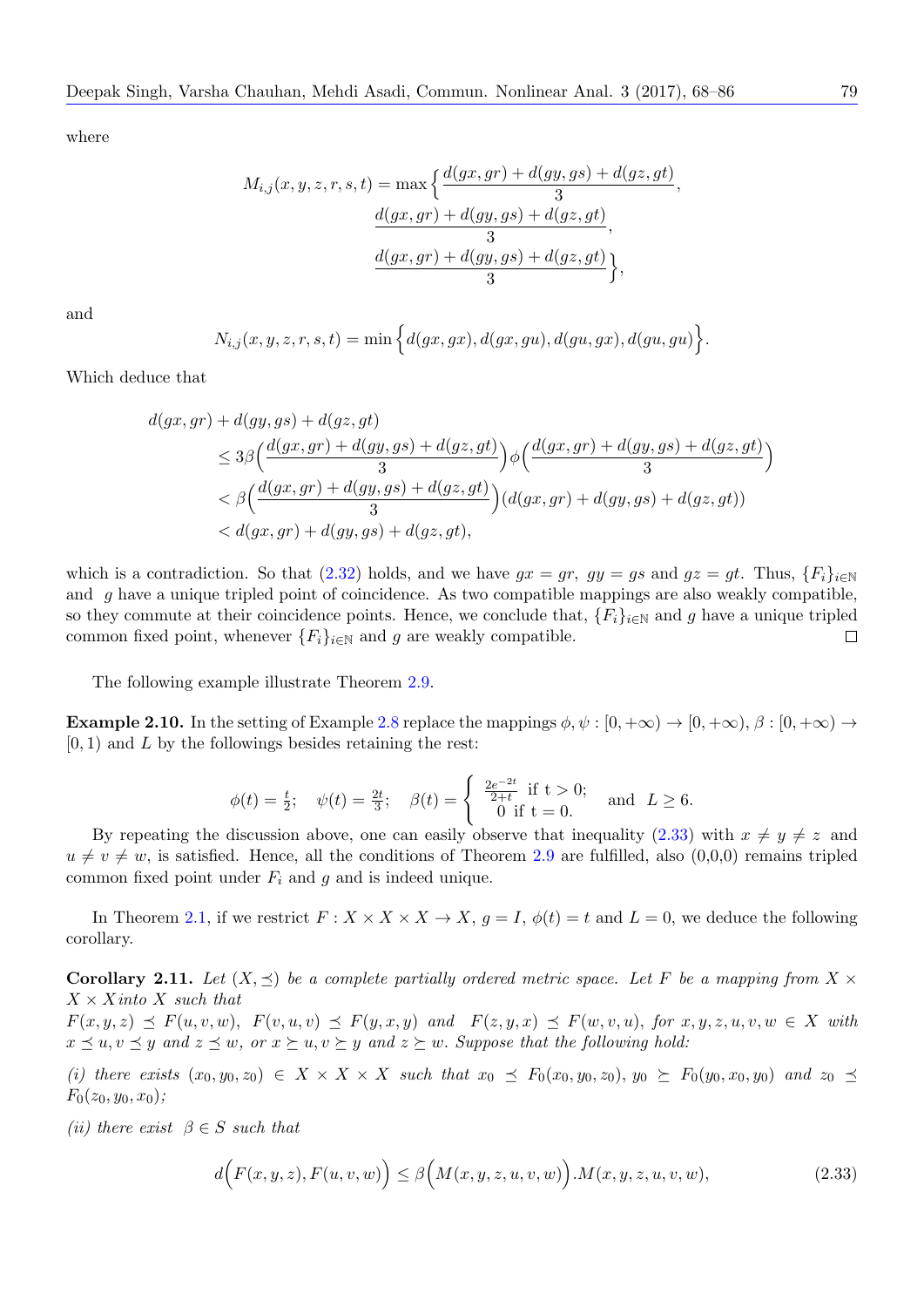where

$$M_{i,j}(x,y,z,r,s,t) = \max\Big\{\frac{d(gx,gr)+d(gy,gs)+d(gz,gt)}{3}, \frac{d(gx,gr)+d(gy,gs)+d(gz,gt)}{3}, \frac{d(gx,gr)+d(gy,gs)+d(gz,gt)}{3}\Big\},$$

and

$$N_{i,j}(x,y,z,r,s,t) = \min\Big\{d(gx,gx), d(gx,gu), d(gu,gx), d(gu,gu)\Big\}.$$

Which deduce that

$$\begin{aligned}
d(gx,gr)+d(gy,gs)+d(gz,gt) &\leq 3\beta\Big(\frac{d(gx,gr)+d(gy,gs)+d(gz,gt)}{3}\Big)\phi\Big(\frac{d(gx,gr)+d(gy,gs)+d(gz,gt)}{3}\Big) \\
&< \beta\Big(\frac{d(gx,gr)+d(gy,gs)+d(gz,gt)}{3}\Big)(d(gx,gr)+d(gy,gs)+d(gz,gt)) \\
&< d(gx,gr)+d(gy,gs)+d(gz,gt),
\end{aligned}$$

which is a contradiction. So that (2.32) holds, and we have $gx = gr$, $gy = gs$ and $gz = gt$. Thus, $\{F_i\}_{i\in\mathbb{N}}$ and $g$ have a unique tripled point of coincidence. As two compatible mappings are also weakly compatible, so they commute at their coincidence points. Hence, we conclude that, $\{F_i\}_{i\in\mathbb{N}}$ and $g$ have a unique tripled common fixed point, whenever $\{F_i\}_{i\in\mathbb{N}}$ and $g$ are weakly compatible. □

The following example illustrate Theorem 2.9.

**Example 2.10.** In the setting of Example 2.8 replace the mappings $\phi, \psi : [0,+\infty) \to [0,+\infty)$, $\beta : [0,+\infty) \to [0,1)$ and $L$ by the followings besides retaining the rest:

$$\phi(t) = \tfrac{t}{2}; \quad \psi(t) = \tfrac{2t}{3}; \quad \beta(t) = \begin{cases} \frac{2e^{-2t}}{2+t} & \text{if } t > 0; \\ 0 & \text{if } t = 0. \end{cases} \quad \text{and} \quad L \geq 6.$$

By repeating the discussion above, one can easily observe that inequality (2.33) with $x \neq y \neq z$ and $u \neq v \neq w$, is satisfied. Hence, all the conditions of Theorem 2.9 are fulfilled, also (0,0,0) remains tripled common fixed point under $F_i$ and $g$ and is indeed unique.

In Theorem 2.1, if we restrict $F : X \times X \times X \to X$, $g = I$, $\phi(t) = t$ and $L = 0$, we deduce the following corollary.

**Corollary 2.11.** *Let $(X, \preceq)$ be a complete partially ordered metric space. Let $F$ be a mapping from $X \times X \times X$ into $X$ such that $F(x,y,z) \preceq F(u,v,w)$, $F(v,u,v) \preceq F(y,x,y)$ and $F(z,y,x) \preceq F(w,v,u)$, for $x,y,z,u,v,w \in X$ with $x \preceq u, v \preceq y$ and $z \preceq w$, or $x \succeq u, v \succeq y$ and $z \succeq w$. Suppose that the following hold:*

*(i) there exists $(x_0,y_0,z_0) \in X \times X \times X$ such that $x_0 \preceq F_0(x_0,y_0,z_0)$, $y_0 \succeq F_0(y_0,x_0,y_0)$ and $z_0 \preceq F_0(z_0,y_0,x_0)$;*

*(ii) there exist $\beta \in S$ such that*

$$d\Big(F(x,y,z), F(u,v,w)\Big) \leq \beta\Big(M(x,y,z,u,v,w)\Big).M(x,y,z,u,v,w), \tag{2.33}$$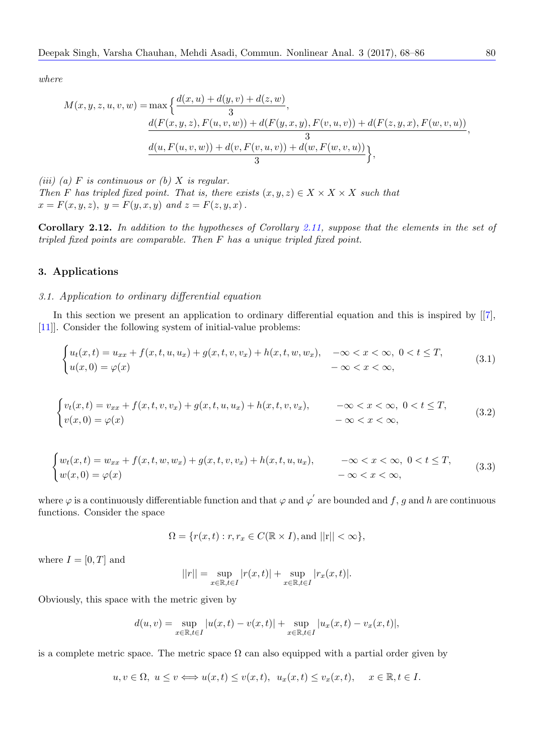*where*

$$M(x,y,z,u,v,w) = \max\Big\{ \frac{d(x,u)+d(y,v)+d(z,w)}{3}, \frac{d(F(x,y,z),F(u,v,w)) + d(F(y,x,y),F(v,u,v)) + d(F(z,y,x),F(w,v,u))}{3}, \frac{d(u,F(u,v,w)) + d(v,F(v,u,v)) + d(w,F(w,v,u))}{3} \Big\},$$

*(iii) (a) $F$ is continuous or (b) $X$ is regular.*
*Then $F$ has tripled fixed point. That is, there exists $(x,y,z) \in X \times X \times X$ such that $x = F(x,y,z)$, $y = F(y,x,y)$ and $z = F(z,y,x)$.*

**Corollary 2.12.** *In addition to the hypotheses of Corollary 2.11, suppose that the elements in the set of tripled fixed points are comparable. Then $F$ has a unique tripled fixed point.*

## 3. Applications

### 3.1. Application to ordinary differential equation

In this section we present an application to ordinary differential equation and this is inspired by [[7], [11]]. Consider the following system of initial-value problems:

$$\begin{cases} u_t(x,t) = u_{xx} + f(x,t,u,u_x) + g(x,t,v,v_x) + h(x,t,w,w_x), & -\infty < x < \infty,\ 0 < t \leq T, \\ u(x,0) = \varphi(x) & -\infty < x < \infty, \end{cases} \tag{3.1}$$

$$\begin{cases} v_t(x,t) = v_{xx} + f(x,t,v,v_x) + g(x,t,u,u_x) + h(x,t,v,v_x), & -\infty < x < \infty,\ 0 < t \leq T, \\ v(x,0) = \varphi(x) & -\infty < x < \infty, \end{cases} \tag{3.2}$$

$$\begin{cases} w_t(x,t) = w_{xx} + f(x,t,w,w_x) + g(x,t,v,v_x) + h(x,t,u,u_x), & -\infty < x < \infty,\ 0 < t \leq T, \\ w(x,0) = \varphi(x) & -\infty < x < \infty, \end{cases} \tag{3.3}$$

where $\varphi$ is a continuously differentiable function and that $\varphi$ and $\varphi'$ are bounded and $f$, $g$ and $h$ are continuous functions. Consider the space

$$\Omega = \{r(x,t) : r, r_x \in C(\mathbb{R} \times I), \text{and } ||r|| < \infty\},$$

where $I = [0,T]$ and

$$||r|| = \sup_{x\in\mathbb{R}, t\in I} |r(x,t)| + \sup_{x\in\mathbb{R}, t\in I} |r_x(x,t)|.$$

Obviously, this space with the metric given by

$$d(u,v) = \sup_{x\in\mathbb{R}, t\in I} |u(x,t) - v(x,t)| + \sup_{x\in\mathbb{R}, t\in I} |u_x(x,t) - v_x(x,t)|,$$

is a complete metric space. The metric space $\Omega$ can also equipped with a partial order given by

$$u, v \in \Omega,\ u \leq v \Longleftrightarrow u(x,t) \leq v(x,t),\ \ u_x(x,t) \leq v_x(x,t), \quad x \in \mathbb{R}, t \in I.$$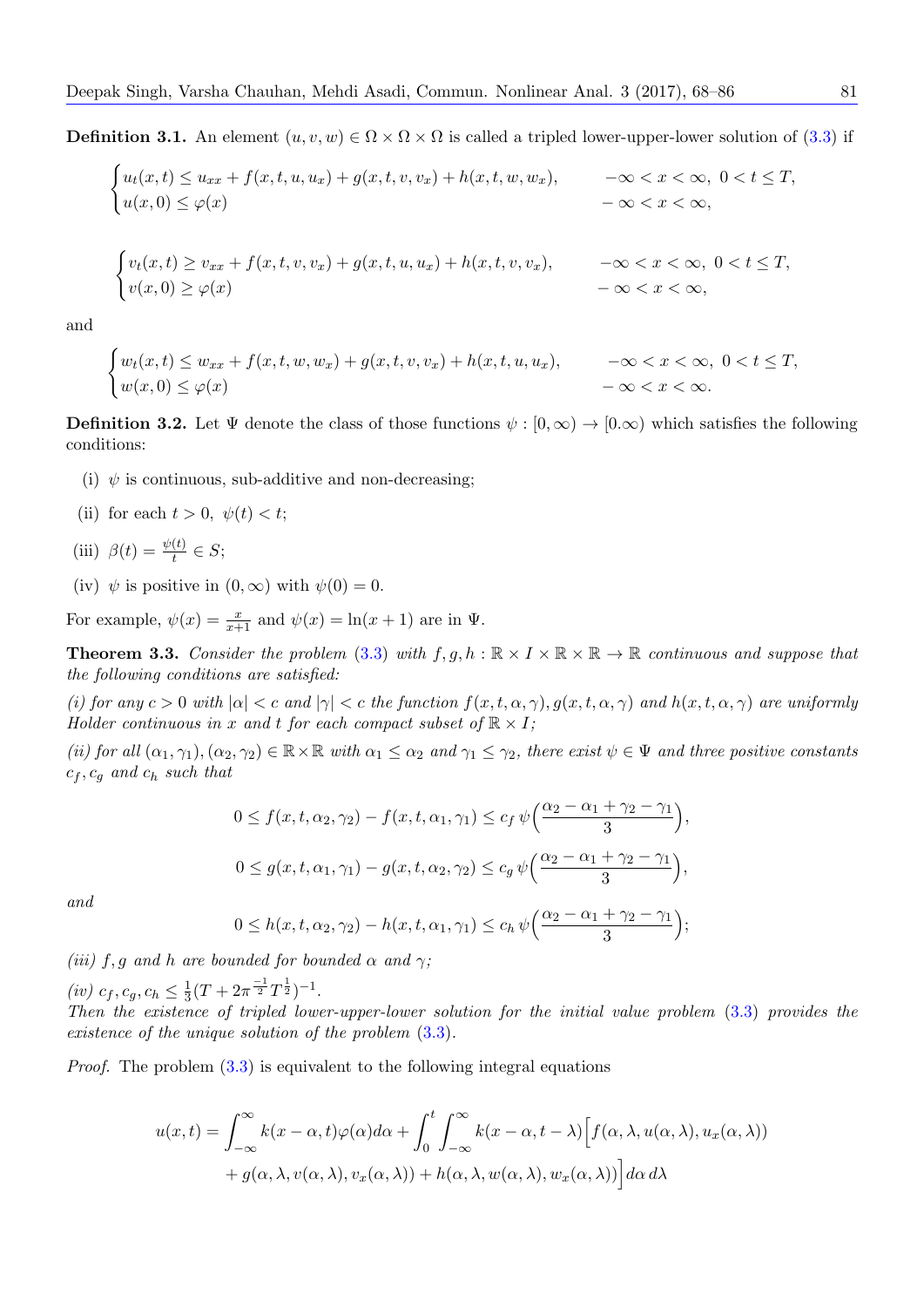**Definition 3.1.** An element $(u, v, w) \in \Omega \times \Omega \times \Omega$ is called a tripled lower-upper-lower solution of (3.3) if

$$
\begin{cases}
u_t(x,t) \le u_{xx} + f(x,t,u,u_x) + g(x,t,v,v_x) + h(x,t,w,w_x), & -\infty < x < \infty,\ 0 < t \le T, \\
u(x,0) \le \varphi(x) & -\infty < x < \infty,
\end{cases}
$$

$$
\begin{cases}
v_t(x,t) \ge v_{xx} + f(x,t,v,v_x) + g(x,t,u,u_x) + h(x,t,v,v_x), & -\infty < x < \infty,\ 0 < t \le T, \\
v(x,0) \ge \varphi(x) & -\infty < x < \infty,
\end{cases}
$$

and

$$
\begin{cases}
w_t(x,t) \le w_{xx} + f(x,t,w,w_x) + g(x,t,v,v_x) + h(x,t,u,u_x), & -\infty < x < \infty,\ 0 < t \le T, \\
w(x,0) \le \varphi(x) & -\infty < x < \infty.
\end{cases}
$$

**Definition 3.2.** Let $\Psi$ denote the class of those functions $\psi : [0, \infty) \to [0.\infty)$ which satisfies the following conditions:

(i) $\psi$ is continuous, sub-additive and non-decreasing;

(ii) for each $t > 0$, $\psi(t) < t$;

(iii) $\beta(t) = \frac{\psi(t)}{t} \in S$;

(iv) $\psi$ is positive in $(0, \infty)$ with $\psi(0) = 0$.

For example, $\psi(x) = \frac{x}{x+1}$ and $\psi(x) = \ln(x + 1)$ are in $\Psi$.

**Theorem 3.3.** *Consider the problem (3.3) with $f, g, h : \mathbb{R} \times I \times \mathbb{R} \times \mathbb{R} \to \mathbb{R}$ continuous and suppose that the following conditions are satisfied:*

*(i) for any $c > 0$ with $|\alpha| < c$ and $|\gamma| < c$ the function $f(x, t, \alpha, \gamma), g(x, t, \alpha, \gamma)$ and $h(x, t, \alpha, \gamma)$ are uniformly Holder continuous in $x$ and $t$ for each compact subset of $\mathbb{R} \times I$;*

*(ii) for all $(\alpha_1, \gamma_1), (\alpha_2, \gamma_2) \in \mathbb{R} \times \mathbb{R}$ with $\alpha_1 \le \alpha_2$ and $\gamma_1 \le \gamma_2$, there exist $\psi \in \Psi$ and three positive constants $c_f, c_g$ and $c_h$ such that*

$$
0 \le f(x,t,\alpha_2,\gamma_2) - f(x,t,\alpha_1,\gamma_1) \le c_f\, \psi\Big(\frac{\alpha_2 - \alpha_1 + \gamma_2 - \gamma_1}{3}\Big),
$$

$$
0 \le g(x,t,\alpha_1,\gamma_1) - g(x,t,\alpha_2,\gamma_2) \le c_g\, \psi\Big(\frac{\alpha_2 - \alpha_1 + \gamma_2 - \gamma_1}{3}\Big),
$$

*and*

$$
0 \le h(x,t,\alpha_2,\gamma_2) - h(x,t,\alpha_1,\gamma_1) \le c_h\, \psi\Big(\frac{\alpha_2 - \alpha_1 + \gamma_2 - \gamma_1}{3}\Big);
$$

*(iii) $f, g$ and $h$ are bounded for bounded $\alpha$ and $\gamma$;*

*(iv) $c_f, c_g, c_h \le \frac{1}{3}(T + 2\pi^{\frac{-1}{2}} T^{\frac{1}{2}})^{-1}$.*

*Then the existence of tripled lower-upper-lower solution for the initial value problem (3.3) provides the existence of the unique solution of the problem (3.3).*

*Proof.* The problem (3.3) is equivalent to the following integral equations

$$
u(x,t) = \int_{-\infty}^{\infty} k(x-\alpha,t)\varphi(\alpha)d\alpha + \int_0^t \int_{-\infty}^{\infty} k(x-\alpha,t-\lambda)\Big[f(\alpha,\lambda,u(\alpha,\lambda),u_x(\alpha,\lambda)) + g(\alpha,\lambda,v(\alpha,\lambda),v_x(\alpha,\lambda)) + h(\alpha,\lambda,w(\alpha,\lambda),w_x(\alpha,\lambda))\Big]d\alpha\, d\lambda
$$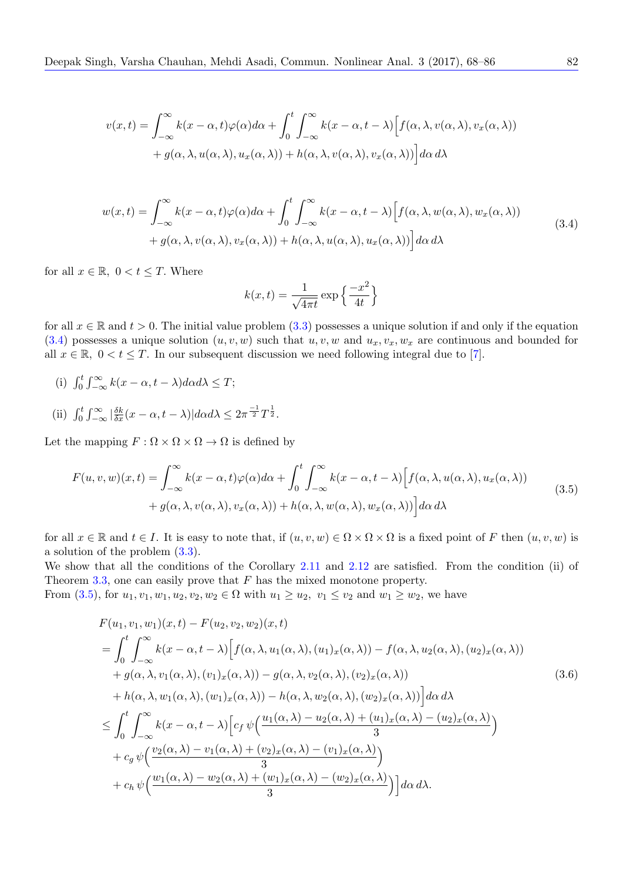$$
\begin{aligned}
v(x,t) = &\int_{-\infty}^{\infty} k(x-\alpha,t)\varphi(\alpha)d\alpha + \int_0^t \int_{-\infty}^{\infty} k(x-\alpha,t-\lambda)\Big[f(\alpha,\lambda,v(\alpha,\lambda),v_x(\alpha,\lambda)) \\
&+ g(\alpha,\lambda,u(\alpha,\lambda),u_x(\alpha,\lambda)) + h(\alpha,\lambda,v(\alpha,\lambda),v_x(\alpha,\lambda))\Big]d\alpha\, d\lambda
\end{aligned}
$$

$$
\begin{aligned}
w(x,t) = &\int_{-\infty}^{\infty} k(x-\alpha,t)\varphi(\alpha)d\alpha + \int_0^t \int_{-\infty}^{\infty} k(x-\alpha,t-\lambda)\Big[f(\alpha,\lambda,w(\alpha,\lambda),w_x(\alpha,\lambda)) \\
&+ g(\alpha,\lambda,v(\alpha,\lambda),v_x(\alpha,\lambda)) + h(\alpha,\lambda,u(\alpha,\lambda),u_x(\alpha,\lambda))\Big]d\alpha\, d\lambda
\end{aligned} \tag{3.4}
$$

for all $x \in \mathbb{R},\ 0 < t \leq T$. Where

$$
k(x,t) = \frac{1}{\sqrt{4\pi t}} \exp\Big\{\frac{-x^2}{4t}\Big\}
$$

for all $x \in \mathbb{R}$ and $t > 0$. The initial value problem (3.3) possesses a unique solution if and only if the equation (3.4) possesses a unique solution $(u, v, w)$ such that $u, v, w$ and $u_x, v_x, w_x$ are continuous and bounded for all $x \in \mathbb{R},\ 0 < t \leq T$. In our subsequent discussion we need following integral due to [7].

(i) $\int_0^t \int_{-\infty}^{\infty} k(x-\alpha, t-\lambda)d\alpha d\lambda \leq T$;

(ii) $\int_0^t \int_{-\infty}^{\infty} |\frac{\delta k}{\delta x}(x-\alpha, t-\lambda)|d\alpha d\lambda \leq 2\pi^{\frac{-1}{2}} T^{\frac{1}{2}}$.

Let the mapping $F : \Omega \times \Omega \times \Omega \to \Omega$ is defined by

$$
\begin{aligned}
F(u,v,w)(x,t) = &\int_{-\infty}^{\infty} k(x-\alpha,t)\varphi(\alpha)d\alpha + \int_0^t \int_{-\infty}^{\infty} k(x-\alpha,t-\lambda)\Big[f(\alpha,\lambda,u(\alpha,\lambda),u_x(\alpha,\lambda)) \\
&+ g(\alpha,\lambda,v(\alpha,\lambda),v_x(\alpha,\lambda)) + h(\alpha,\lambda,w(\alpha,\lambda),w_x(\alpha,\lambda))\Big]d\alpha\, d\lambda
\end{aligned} \tag{3.5}
$$

for all $x \in \mathbb{R}$ and $t \in I$. It is easy to note that, if $(u, v, w) \in \Omega \times \Omega \times \Omega$ is a fixed point of $F$ then $(u, v, w)$ is a solution of the problem (3.3).

We show that all the conditions of the Corollary 2.11 and 2.12 are satisfied. From the condition (ii) of Theorem 3.3, one can easily prove that $F$ has the mixed monotone property.

From (3.5), for $u_1, v_1, w_1, u_2, v_2, w_2 \in \Omega$ with $u_1 \geq u_2,\ v_1 \leq v_2$ and $w_1 \geq w_2$, we have

$$
\begin{aligned}
&F(u_1,v_1,w_1)(x,t) - F(u_2,v_2,w_2)(x,t) \\
&= \int_0^t \int_{-\infty}^{\infty} k(x-\alpha,t-\lambda)\Big[f(\alpha,\lambda,u_1(\alpha,\lambda),(u_1)_x(\alpha,\lambda)) - f(\alpha,\lambda,u_2(\alpha,\lambda),(u_2)_x(\alpha,\lambda)) \\
&\quad + g(\alpha,\lambda,v_1(\alpha,\lambda),(v_1)_x(\alpha,\lambda)) - g(\alpha,\lambda,v_2(\alpha,\lambda),(v_2)_x(\alpha,\lambda)) \\
&\quad + h(\alpha,\lambda,w_1(\alpha,\lambda),(w_1)_x(\alpha,\lambda)) - h(\alpha,\lambda,w_2(\alpha,\lambda),(w_2)_x(\alpha,\lambda))\Big]d\alpha\, d\lambda \\
&\leq \int_0^t \int_{-\infty}^{\infty} k(x-\alpha,t-\lambda)\Big[c_f\, \psi\Big(\frac{u_1(\alpha,\lambda) - u_2(\alpha,\lambda) + (u_1)_x(\alpha,\lambda) - (u_2)_x(\alpha,\lambda)}{3}\Big) \\
&\quad + c_g\, \psi\Big(\frac{v_2(\alpha,\lambda) - v_1(\alpha,\lambda) + (v_2)_x(\alpha,\lambda) - (v_1)_x(\alpha,\lambda)}{3}\Big) \\
&\quad + c_h\, \psi\Big(\frac{w_1(\alpha,\lambda) - w_2(\alpha,\lambda) + (w_1)_x(\alpha,\lambda) - (w_2)_x(\alpha,\lambda)}{3}\Big)\Big]d\alpha\, d\lambda.
\end{aligned} \tag{3.6}
$$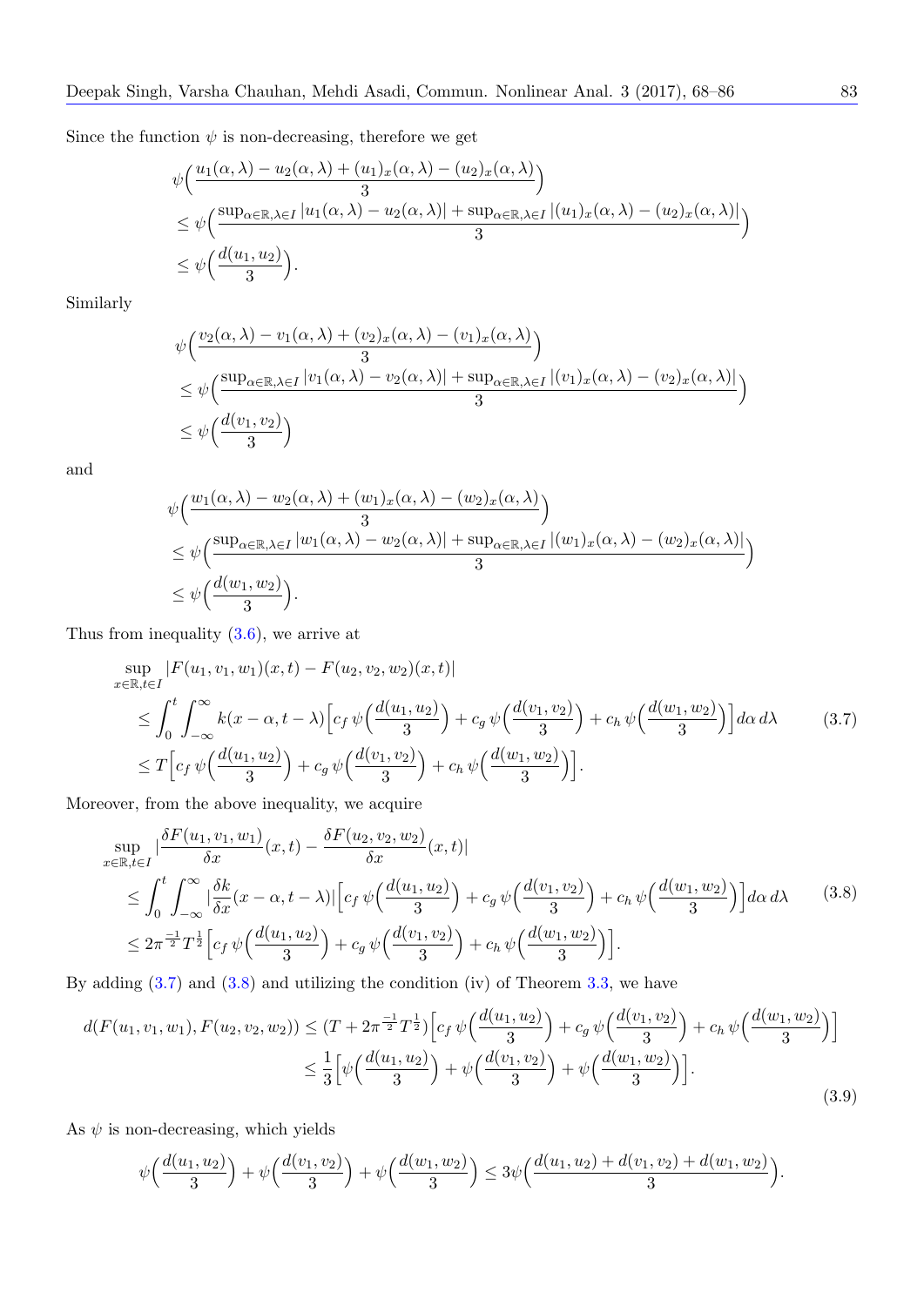Since the function $\psi$ is non-decreasing, therefore we get

$$
\begin{aligned}
&\psi\Big(\frac{u_1(\alpha,\lambda)-u_2(\alpha,\lambda)+(u_1)_x(\alpha,\lambda)-(u_2)_x(\alpha,\lambda)}{3}\Big)\\
&\leq \psi\Big(\frac{\sup_{\alpha\in\mathbb{R},\lambda\in I}|u_1(\alpha,\lambda)-u_2(\alpha,\lambda)|+\sup_{\alpha\in\mathbb{R},\lambda\in I}|(u_1)_x(\alpha,\lambda)-(u_2)_x(\alpha,\lambda)|}{3}\Big)\\
&\leq \psi\Big(\frac{d(u_1,u_2)}{3}\Big).
\end{aligned}
$$

Similarly

$$
\begin{aligned}
&\psi\Big(\frac{v_2(\alpha,\lambda)-v_1(\alpha,\lambda)+(v_2)_x(\alpha,\lambda)-(v_1)_x(\alpha,\lambda)}{3}\Big)\\
&\leq \psi\Big(\frac{\sup_{\alpha\in\mathbb{R},\lambda\in I}|v_1(\alpha,\lambda)-v_2(\alpha,\lambda)|+\sup_{\alpha\in\mathbb{R},\lambda\in I}|(v_1)_x(\alpha,\lambda)-(v_2)_x(\alpha,\lambda)|}{3}\Big)\\
&\leq \psi\Big(\frac{d(v_1,v_2)}{3}\Big)
\end{aligned}
$$

and

$$
\begin{aligned}
&\psi\Big(\frac{w_1(\alpha,\lambda)-w_2(\alpha,\lambda)+(w_1)_x(\alpha,\lambda)-(w_2)_x(\alpha,\lambda)}{3}\Big)\\
&\leq \psi\Big(\frac{\sup_{\alpha\in\mathbb{R},\lambda\in I}|w_1(\alpha,\lambda)-w_2(\alpha,\lambda)|+\sup_{\alpha\in\mathbb{R},\lambda\in I}|(w_1)_x(\alpha,\lambda)-(w_2)_x(\alpha,\lambda)|}{3}\Big)\\
&\leq \psi\Big(\frac{d(w_1,w_2)}{3}\Big).
\end{aligned}
$$

Thus from inequality (3.6), we arrive at

$$
\begin{aligned}
&\sup_{x\in\mathbb{R},t\in I}|F(u_1,v_1,w_1)(x,t)-F(u_2,v_2,w_2)(x,t)|\\
&\leq \int_0^t\int_{-\infty}^{\infty}k(x-\alpha,t-\lambda)\Big[c_f\,\psi\Big(\frac{d(u_1,u_2)}{3}\Big)+c_g\,\psi\Big(\frac{d(v_1,v_2)}{3}\Big)+c_h\,\psi\Big(\frac{d(w_1,w_2)}{3}\Big)\Big]d\alpha\,d\lambda \qquad (3.7)\\
&\leq T\Big[c_f\,\psi\Big(\frac{d(u_1,u_2)}{3}\Big)+c_g\,\psi\Big(\frac{d(v_1,v_2)}{3}\Big)+c_h\,\psi\Big(\frac{d(w_1,w_2)}{3}\Big)\Big].
\end{aligned}
$$

Moreover, from the above inequality, we acquire

$$
\begin{aligned}
&\sup_{x\in\mathbb{R},t\in I}\Big|\frac{\delta F(u_1,v_1,w_1)}{\delta x}(x,t)-\frac{\delta F(u_2,v_2,w_2)}{\delta x}(x,t)\Big|\\
&\leq \int_0^t\int_{-\infty}^{\infty}\Big|\frac{\delta k}{\delta x}(x-\alpha,t-\lambda)\Big|\Big[c_f\,\psi\Big(\frac{d(u_1,u_2)}{3}\Big)+c_g\,\psi\Big(\frac{d(v_1,v_2)}{3}\Big)+c_h\,\psi\Big(\frac{d(w_1,w_2)}{3}\Big)\Big]d\alpha\,d\lambda \qquad (3.8)\\
&\leq 2\pi^{\frac{-1}{2}}T^{\frac{1}{2}}\Big[c_f\,\psi\Big(\frac{d(u_1,u_2)}{3}\Big)+c_g\,\psi\Big(\frac{d(v_1,v_2)}{3}\Big)+c_h\,\psi\Big(\frac{d(w_1,w_2)}{3}\Big)\Big].
\end{aligned}
$$

By adding (3.7) and (3.8) and utilizing the condition (iv) of Theorem 3.3, we have

$$
\begin{aligned}
d(F(u_1,v_1,w_1),F(u_2,v_2,w_2)) &\leq (T+2\pi^{\frac{-1}{2}}T^{\frac{1}{2}})\Big[c_f\,\psi\Big(\frac{d(u_1,u_2)}{3}\Big)+c_g\,\psi\Big(\frac{d(v_1,v_2)}{3}\Big)+c_h\,\psi\Big(\frac{d(w_1,w_2)}{3}\Big)\Big]\\
&\leq \frac{1}{3}\Big[\psi\Big(\frac{d(u_1,u_2)}{3}\Big)+\psi\Big(\frac{d(v_1,v_2)}{3}\Big)+\psi\Big(\frac{d(w_1,w_2)}{3}\Big)\Big].
\end{aligned}
\qquad (3.9)
$$

As $\psi$ is non-decreasing, which yields

$$
\psi\Big(\frac{d(u_1,u_2)}{3}\Big)+\psi\Big(\frac{d(v_1,v_2)}{3}\Big)+\psi\Big(\frac{d(w_1,w_2)}{3}\Big)\leq 3\psi\Big(\frac{d(u_1,u_2)+d(v_1,v_2)+d(w_1,w_2)}{3}\Big).
$$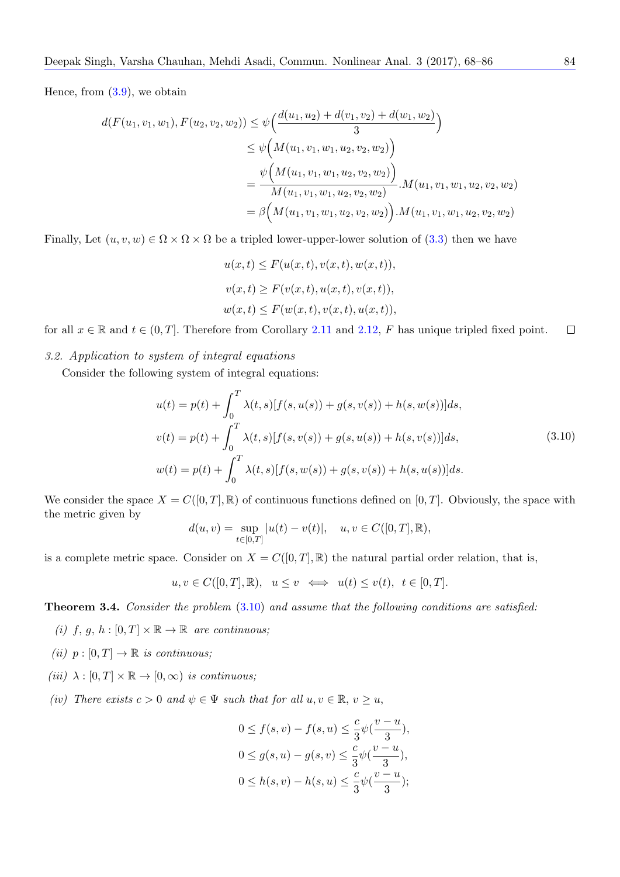Hence, from (3.9), we obtain

$$
\begin{aligned}
d(F(u_1,v_1,w_1),F(u_2,v_2,w_2)) &\leq \psi\Big(\frac{d(u_1,u_2)+d(v_1,v_2)+d(w_1,w_2)}{3}\Big)\\
&\leq \psi\Big(M(u_1,v_1,w_1,u_2,v_2,w_2)\Big)\\
&= \frac{\psi\Big(M(u_1,v_1,w_1,u_2,v_2,w_2)\Big)}{M(u_1,v_1,w_1,u_2,v_2,w_2)}.M(u_1,v_1,w_1,u_2,v_2,w_2)\\
&= \beta\Big(M(u_1,v_1,w_1,u_2,v_2,w_2)\Big).M(u_1,v_1,w_1,u_2,v_2,w_2)
\end{aligned}
$$

Finally, Let $(u,v,w)\in\Omega\times\Omega\times\Omega$ be a tripled lower-upper-lower solution of (3.3) then we have

$$
\begin{aligned}
u(x,t) &\leq F(u(x,t),v(x,t),w(x,t)),\\
v(x,t) &\geq F(v(x,t),u(x,t),v(x,t)),\\
w(x,t) &\leq F(w(x,t),v(x,t),u(x,t)),
\end{aligned}
$$

for all $x\in\mathbb{R}$ and $t\in(0,T]$. Therefore from Corollary 2.11 and 2.12, $F$ has unique tripled fixed point. □

*3.2. Application to system of integral equations*

Consider the following system of integral equations:

$$
\begin{aligned}
u(t) &= p(t)+\int_0^T \lambda(t,s)[f(s,u(s))+g(s,v(s))+h(s,w(s))]ds,\\
v(t) &= p(t)+\int_0^T \lambda(t,s)[f(s,v(s))+g(s,u(s))+h(s,v(s))]ds,\\
w(t) &= p(t)+\int_0^T \lambda(t,s)[f(s,w(s))+g(s,v(s))+h(s,u(s))]ds.
\end{aligned}
\tag{3.10}
$$

We consider the space $X=C([0,T],\mathbb{R})$ of continuous functions defined on $[0,T]$. Obviously, the space with the metric given by

$$
d(u,v)=\sup_{t\in[0,T]}|u(t)-v(t)|,\quad u,v\in C([0,T],\mathbb{R}),
$$

is a complete metric space. Consider on $X=C([0,T],\mathbb{R})$ the natural partial order relation, that is,

$$
u,v\in C([0,T],\mathbb{R}),\quad u\leq v \iff u(t)\leq v(t),\ \ t\in[0,T].
$$

**Theorem 3.4.** *Consider the problem (3.10) and assume that the following conditions are satisfied:*

*(i)* $f,\,g,\,h:[0,T]\times\mathbb{R}\to\mathbb{R}$ *are continuous;*

*(ii)* $p:[0,T]\to\mathbb{R}$ *is continuous;*

*(iii)* $\lambda:[0,T]\times\mathbb{R}\to[0,\infty)$ *is continuous;*

*(iv) There exists* $c>0$ *and* $\psi\in\Psi$ *such that for all* $u,v\in\mathbb{R}$, $v\geq u$,

$$
\begin{aligned}
0\leq f(s,v)-f(s,u) &\leq \frac{c}{3}\psi(\frac{v-u}{3}),\\
0\leq g(s,u)-g(s,v) &\leq \frac{c}{3}\psi(\frac{v-u}{3}),\\
0\leq h(s,v)-h(s,u) &\leq \frac{c}{3}\psi(\frac{v-u}{3});
\end{aligned}
$$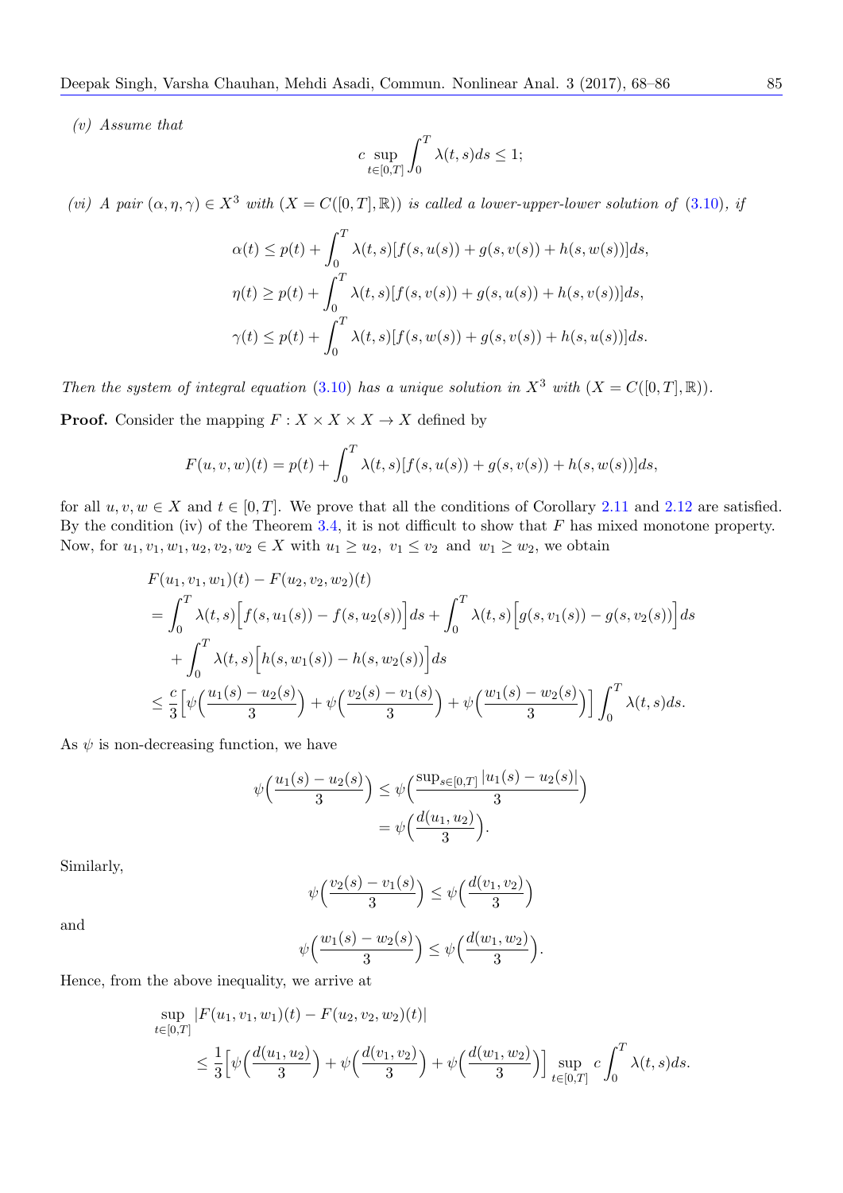*(v) Assume that*

$$c \sup_{t\in[0,T]} \int_0^T \lambda(t,s)ds \leq 1;$$

*(vi) A pair $(\alpha, \eta, \gamma) \in X^3$ with $(X = C([0,T], \mathbb{R}))$ is called a lower-upper-lower solution of (3.10), if*

$$\alpha(t) \leq p(t) + \int_0^T \lambda(t,s)[f(s,u(s)) + g(s,v(s)) + h(s,w(s))]ds,$$
$$\eta(t) \geq p(t) + \int_0^T \lambda(t,s)[f(s,v(s)) + g(s,u(s)) + h(s,v(s))]ds,$$
$$\gamma(t) \leq p(t) + \int_0^T \lambda(t,s)[f(s,w(s)) + g(s,v(s)) + h(s,u(s))]ds.$$

*Then the system of integral equation (3.10) has a unique solution in $X^3$ with $(X = C([0,T], \mathbb{R}))$.*

**Proof.** Consider the mapping $F : X \times X \times X \to X$ defined by

$$F(u,v,w)(t) = p(t) + \int_0^T \lambda(t,s)[f(s,u(s)) + g(s,v(s)) + h(s,w(s))]ds,$$

for all $u, v, w \in X$ and $t \in [0,T]$. We prove that all the conditions of Corollary 2.11 and 2.12 are satisfied. By the condition (iv) of the Theorem 3.4, it is not difficult to show that $F$ has mixed monotone property. Now, for $u_1, v_1, w_1, u_2, v_2, w_2 \in X$ with $u_1 \geq u_2,\ v_1 \leq v_2$ and $w_1 \geq w_2$, we obtain

$$\begin{aligned}
&F(u_1,v_1,w_1)(t) - F(u_2,v_2,w_2)(t)\\
&= \int_0^T \lambda(t,s)\Big[f(s,u_1(s)) - f(s,u_2(s))\Big]ds + \int_0^T \lambda(t,s)\Big[g(s,v_1(s)) - g(s,v_2(s))\Big]ds\\
&\quad + \int_0^T \lambda(t,s)\Big[h(s,w_1(s)) - h(s,w_2(s))\Big]ds\\
&\leq \frac{c}{3}\Big[\psi\Big(\frac{u_1(s)-u_2(s)}{3}\Big) + \psi\Big(\frac{v_2(s)-v_1(s)}{3}\Big) + \psi\Big(\frac{w_1(s)-w_2(s)}{3}\Big)\Big]\int_0^T \lambda(t,s)ds.
\end{aligned}$$

As $\psi$ is non-decreasing function, we have

$$\begin{aligned}
\psi\Big(\frac{u_1(s)-u_2(s)}{3}\Big) &\leq \psi\Big(\frac{\sup_{s\in[0,T]}|u_1(s)-u_2(s)|}{3}\Big)\\
&= \psi\Big(\frac{d(u_1,u_2)}{3}\Big).
\end{aligned}$$

Similarly,

$$\psi\Big(\frac{v_2(s)-v_1(s)}{3}\Big) \leq \psi\Big(\frac{d(v_1,v_2)}{3}\Big)$$

and

$$\psi\Big(\frac{w_1(s)-w_2(s)}{3}\Big) \leq \psi\Big(\frac{d(w_1,w_2)}{3}\Big).$$

Hence, from the above inequality, we arrive at

$$\begin{aligned}
&\sup_{t\in[0,T]} |F(u_1,v_1,w_1)(t) - F(u_2,v_2,w_2)(t)|\\
&\qquad \leq \frac{1}{3}\Big[\psi\Big(\frac{d(u_1,u_2)}{3}\Big) + \psi\Big(\frac{d(v_1,v_2)}{3}\Big) + \psi\Big(\frac{d(w_1,w_2)}{3}\Big)\Big] \sup_{t\in[0,T]} c\int_0^T \lambda(t,s)ds.
\end{aligned}$$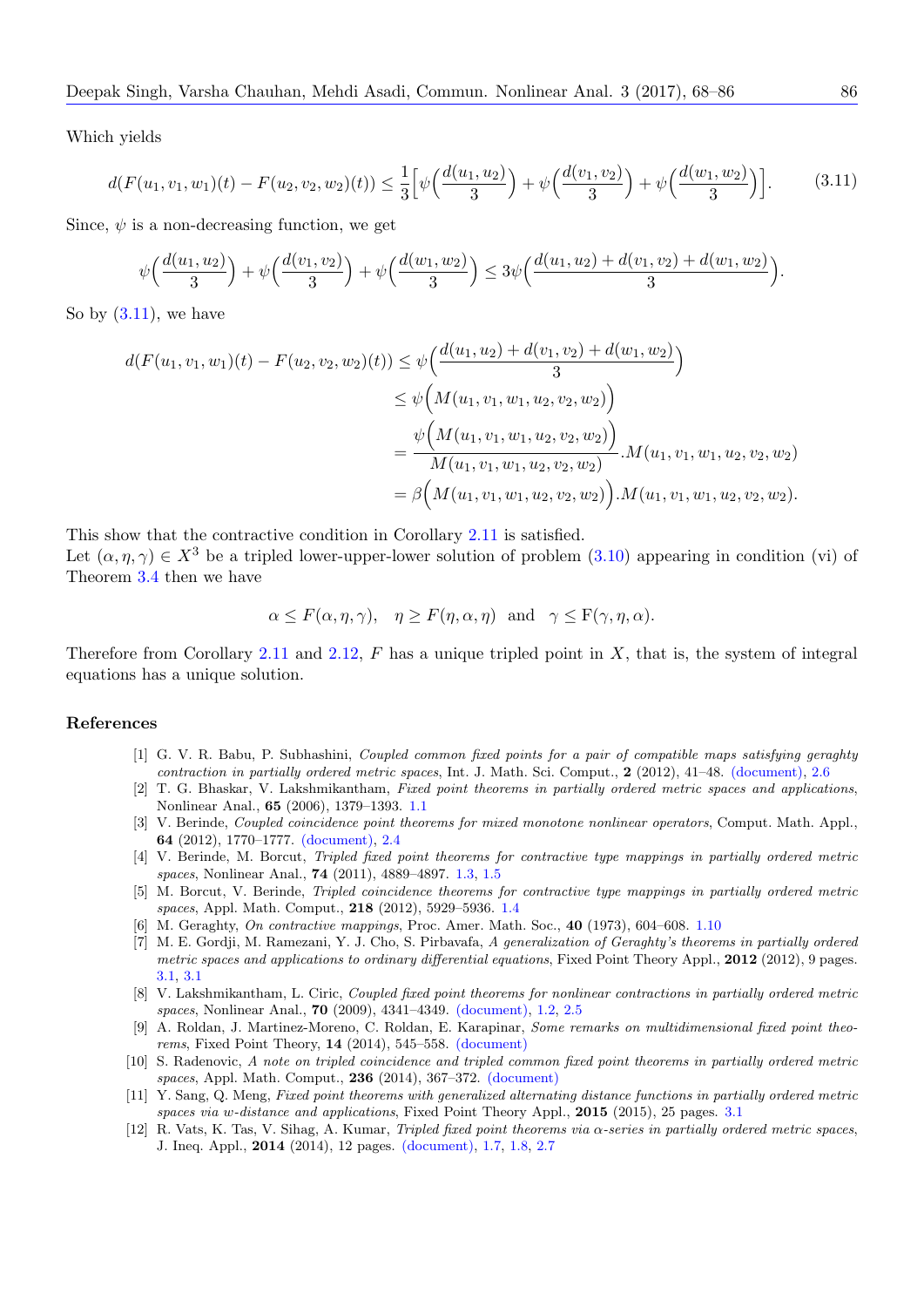Which yields

$$d(F(u_1,v_1,w_1)(t)-F(u_2,v_2,w_2)(t)) \le \frac{1}{3}\Big[\psi\Big(\frac{d(u_1,u_2)}{3}\Big)+\psi\Big(\frac{d(v_1,v_2)}{3}\Big)+\psi\Big(\frac{d(w_1,w_2)}{3}\Big)\Big]. \tag{3.11}$$

Since, $\psi$ is a non-decreasing function, we get

$$\psi\Big(\frac{d(u_1,u_2)}{3}\Big)+\psi\Big(\frac{d(v_1,v_2)}{3}\Big)+\psi\Big(\frac{d(w_1,w_2)}{3}\Big) \le 3\psi\Big(\frac{d(u_1,u_2)+d(v_1,v_2)+d(w_1,w_2)}{3}\Big).$$

So by (3.11), we have

$$\begin{aligned}
d(F(u_1,v_1,w_1)(t)-F(u_2,v_2,w_2)(t)) &\le \psi\Big(\frac{d(u_1,u_2)+d(v_1,v_2)+d(w_1,w_2)}{3}\Big)\\
&\le \psi\Big(M(u_1,v_1,w_1,u_2,v_2,w_2)\Big)\\
&= \frac{\psi\Big(M(u_1,v_1,w_1,u_2,v_2,w_2)\Big)}{M(u_1,v_1,w_1,u_2,v_2,w_2)}.M(u_1,v_1,w_1,u_2,v_2,w_2)\\
&= \beta\Big(M(u_1,v_1,w_1,u_2,v_2,w_2)\Big).M(u_1,v_1,w_1,u_2,v_2,w_2).
\end{aligned}$$

This show that the contractive condition in Corollary 2.11 is satisfied.
Let $(\alpha,\eta,\gamma)\in X^3$ be a tripled lower-upper-lower solution of problem (3.10) appearing in condition (vi) of Theorem 3.4 then we have

$$\alpha \le F(\alpha,\eta,\gamma), \quad \eta \ge F(\eta,\alpha,\eta) \;\; \text{and} \;\; \gamma \le \mathrm{F}(\gamma,\eta,\alpha).$$

Therefore from Corollary 2.11 and 2.12, $F$ has a unique tripled point in $X$, that is, the system of integral equations has a unique solution.

## References

[1] G. V. R. Babu, P. Subhashini, *Coupled common fixed points for a pair of compatible maps satisfying geraghty contraction in partially ordered metric spaces*, Int. J. Math. Sci. Comput., **2** (2012), 41–48. (document), 2.6

[2] T. G. Bhaskar, V. Lakshmikantham, *Fixed point theorems in partially ordered metric spaces and applications*, Nonlinear Anal., **65** (2006), 1379–1393. 1.1

[3] V. Berinde, *Coupled coincidence point theorems for mixed monotone nonlinear operators*, Comput. Math. Appl., **64** (2012), 1770–1777. (document), 2.4

[4] V. Berinde, M. Borcut, *Tripled fixed point theorems for contractive type mappings in partially ordered metric spaces*, Nonlinear Anal., **74** (2011), 4889–4897. 1.3, 1.5

[5] M. Borcut, V. Berinde, *Tripled coincidence theorems for contractive type mappings in partially ordered metric spaces*, Appl. Math. Comput., **218** (2012), 5929–5936. 1.4

[6] M. Geraghty, *On contractive mappings*, Proc. Amer. Math. Soc., **40** (1973), 604–608. 1.10

[7] M. E. Gordji, M. Ramezani, Y. J. Cho, S. Pirbavafa, *A generalization of Geraghty's theorems in partially ordered metric spaces and applications to ordinary differential equations*, Fixed Point Theory Appl., **2012** (2012), 9 pages. 3.1, 3.1

[8] V. Lakshmikantham, L. Ciric, *Coupled fixed point theorems for nonlinear contractions in partially ordered metric spaces*, Nonlinear Anal., **70** (2009), 4341–4349. (document), 1.2, 2.5

[9] A. Roldan, J. Martinez-Moreno, C. Roldan, E. Karapinar, *Some remarks on multidimensional fixed point theorems*, Fixed Point Theory, **14** (2014), 545–558. (document)

[10] S. Radenovic, *A note on tripled coincidence and tripled common fixed point theorems in partially ordered metric spaces*, Appl. Math. Comput., **236** (2014), 367–372. (document)

[11] Y. Sang, Q. Meng, *Fixed point theorems with generalized alternating distance functions in partially ordered metric spaces via w-distance and applications*, Fixed Point Theory Appl., **2015** (2015), 25 pages. 3.1

[12] R. Vats, K. Tas, V. Sihag, A. Kumar, *Tripled fixed point theorems via α-series in partially ordered metric spaces*, J. Ineq. Appl., **2014** (2014), 12 pages. (document), 1.7, 1.8, 2.7